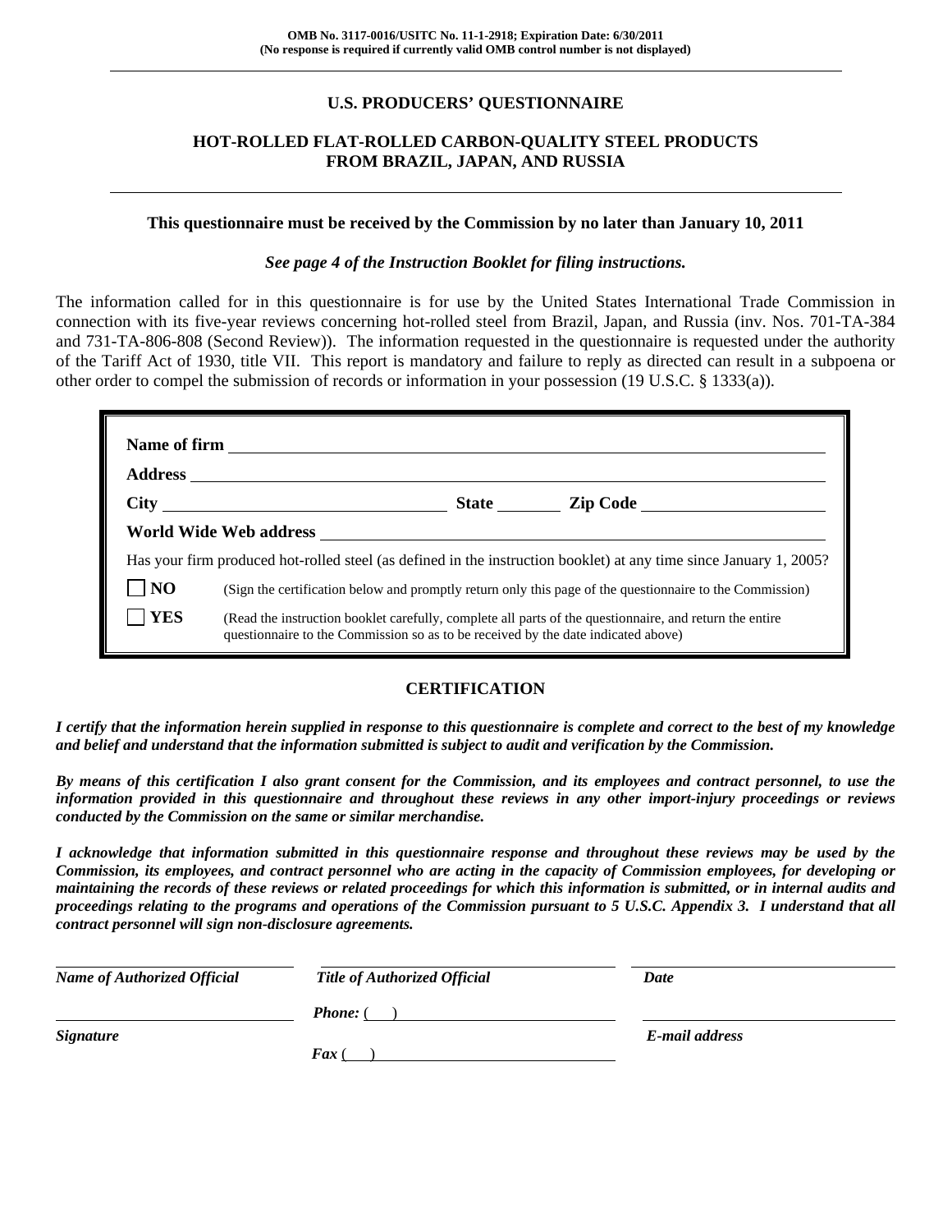**OMB No. 3117-0016/USITC No. 11-1-2918; Expiration Date: 6/30/2011**
**(No response is required if currently valid OMB control number is not displayed)**

---

## U.S. PRODUCERS' QUESTIONNAIRE

## HOT-ROLLED FLAT-ROLLED CARBON-QUALITY STEEL PRODUCTS FROM BRAZIL, JAPAN, AND RUSSIA

---

**This questionnaire must be received by the Commission by no later than January 10, 2011**

***See page 4 of the Instruction Booklet for filing instructions.***

The information called for in this questionnaire is for use by the United States International Trade Commission in connection with its five-year reviews concerning hot-rolled steel from Brazil, Japan, and Russia (inv. Nos. 701-TA-384 and 731-TA-806-808 (Second Review)). The information requested in the questionnaire is requested under the authority of the Tariff Act of 1930, title VII. This report is mandatory and failure to reply as directed can result in a subpoena or other order to compel the submission of records or information in your possession (19 U.S.C. § 1333(a)).

**Name of firm** ______________________________

**Address** ______________________________

**City** ______________ **State** ________ **Zip Code** ______________

**World Wide Web address** ______________________________

Has your firm produced hot-rolled steel (as defined in the instruction booklet) at any time since January 1, 2005?

☐ **NO** (Sign the certification below and promptly return only this page of the questionnaire to the Commission)

☐ **YES** (Read the instruction booklet carefully, complete all parts of the questionnaire, and return the entire questionnaire to the Commission so as to be received by the date indicated above)

## CERTIFICATION

***I certify that the information herein supplied in response to this questionnaire is complete and correct to the best of my knowledge and belief and understand that the information submitted is subject to audit and verification by the Commission.***

***By means of this certification I also grant consent for the Commission, and its employees and contract personnel, to use the information provided in this questionnaire and throughout these reviews in any other import-injury proceedings or reviews conducted by the Commission on the same or similar merchandise.***

***I acknowledge that information submitted in this questionnaire response and throughout these reviews may be used by the Commission, its employees, and contract personnel who are acting in the capacity of Commission employees, for developing or maintaining the records of these reviews or related proceedings for which this information is submitted, or in internal audits and proceedings relating to the programs and operations of the Commission pursuant to 5 U.S.C. Appendix 3. I understand that all contract personnel will sign non-disclosure agreements.***

| ______________________ | ______________________ | ______________________ |
|---|---|---|
| ***Name of Authorized Official*** | ***Title of Authorized Official*** | ***Date*** |
| ______________________ | ***Phone:*** (   ) ______________ | ______________________ |
| ***Signature*** | ***Fax*** (   ) ______________ | ***E-mail address*** |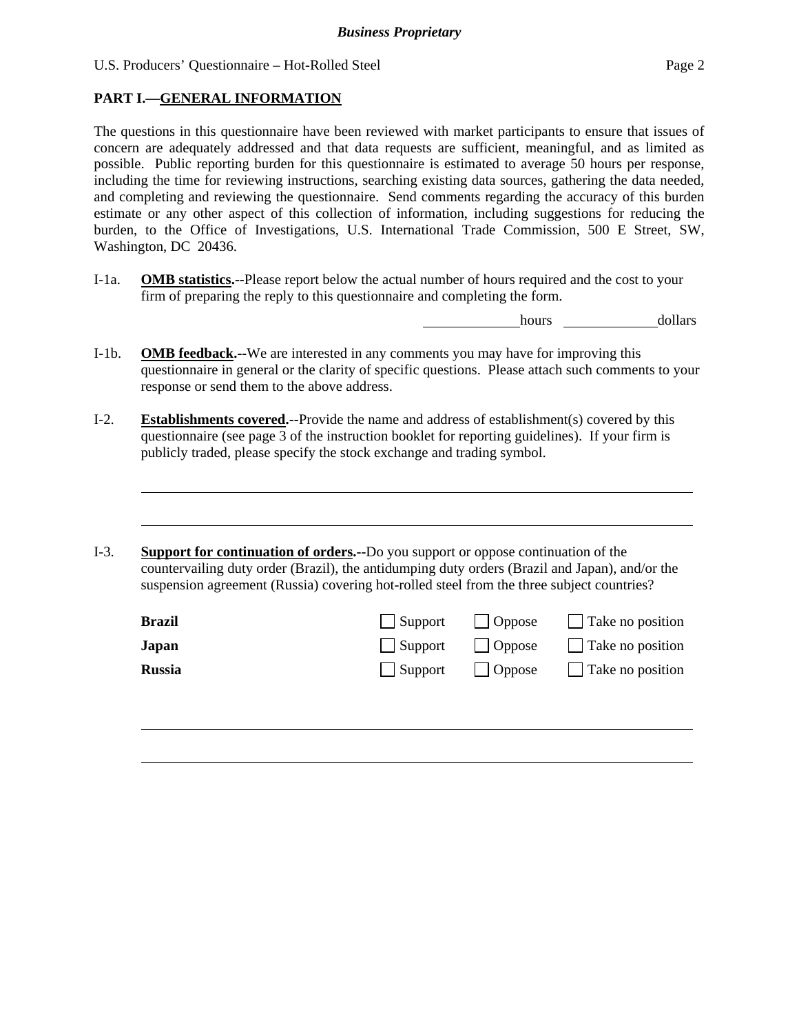## PART I.—GENERAL INFORMATION

The questions in this questionnaire have been reviewed with market participants to ensure that issues of concern are adequately addressed and that data requests are sufficient, meaningful, and as limited as possible. Public reporting burden for this questionnaire is estimated to average 50 hours per response, including the time for reviewing instructions, searching existing data sources, gathering the data needed, and completing and reviewing the questionnaire. Send comments regarding the accuracy of this burden estimate or any other aspect of this collection of information, including suggestions for reducing the burden, to the Office of Investigations, U.S. International Trade Commission, 500 E Street, SW, Washington, DC 20436.

I-1a. **OMB statistics.--**Please report below the actual number of hours required and the cost to your firm of preparing the reply to this questionnaire and completing the form.

\_\_\_\_\_\_\_\_\_\_ hours \_\_\_\_\_\_\_\_\_\_ dollars

I-1b. **OMB feedback.--**We are interested in any comments you may have for improving this questionnaire in general or the clarity of specific questions. Please attach such comments to your response or send them to the above address.

I-2. **Establishments covered.--**Provide the name and address of establishment(s) covered by this questionnaire (see page 3 of the instruction booklet for reporting guidelines). If your firm is publicly traded, please specify the stock exchange and trading symbol.

\_\_\_\_\_\_\_\_\_\_\_\_\_\_\_\_\_\_\_\_\_\_\_\_\_\_\_\_\_\_\_\_\_\_\_\_\_\_\_\_\_\_\_\_\_\_\_\_\_\_\_\_\_\_\_\_\_\_

\_\_\_\_\_\_\_\_\_\_\_\_\_\_\_\_\_\_\_\_\_\_\_\_\_\_\_\_\_\_\_\_\_\_\_\_\_\_\_\_\_\_\_\_\_\_\_\_\_\_\_\_\_\_\_\_\_\_

I-3. **Support for continuation of orders.--**Do you support or oppose continuation of the countervailing duty order (Brazil), the antidumping duty orders (Brazil and Japan), and/or the suspension agreement (Russia) covering hot-rolled steel from the three subject countries?

| | | | |
|---|---|---|---|
| **Brazil** | ☐ Support | ☐ Oppose | ☐ Take no position |
| **Japan** | ☐ Support | ☐ Oppose | ☐ Take no position |
| **Russia** | ☐ Support | ☐ Oppose | ☐ Take no position |

\_\_\_\_\_\_\_\_\_\_\_\_\_\_\_\_\_\_\_\_\_\_\_\_\_\_\_\_\_\_\_\_\_\_\_\_\_\_\_\_\_\_\_\_\_\_\_\_\_\_\_\_\_\_\_\_\_\_

\_\_\_\_\_\_\_\_\_\_\_\_\_\_\_\_\_\_\_\_\_\_\_\_\_\_\_\_\_\_\_\_\_\_\_\_\_\_\_\_\_\_\_\_\_\_\_\_\_\_\_\_\_\_\_\_\_\_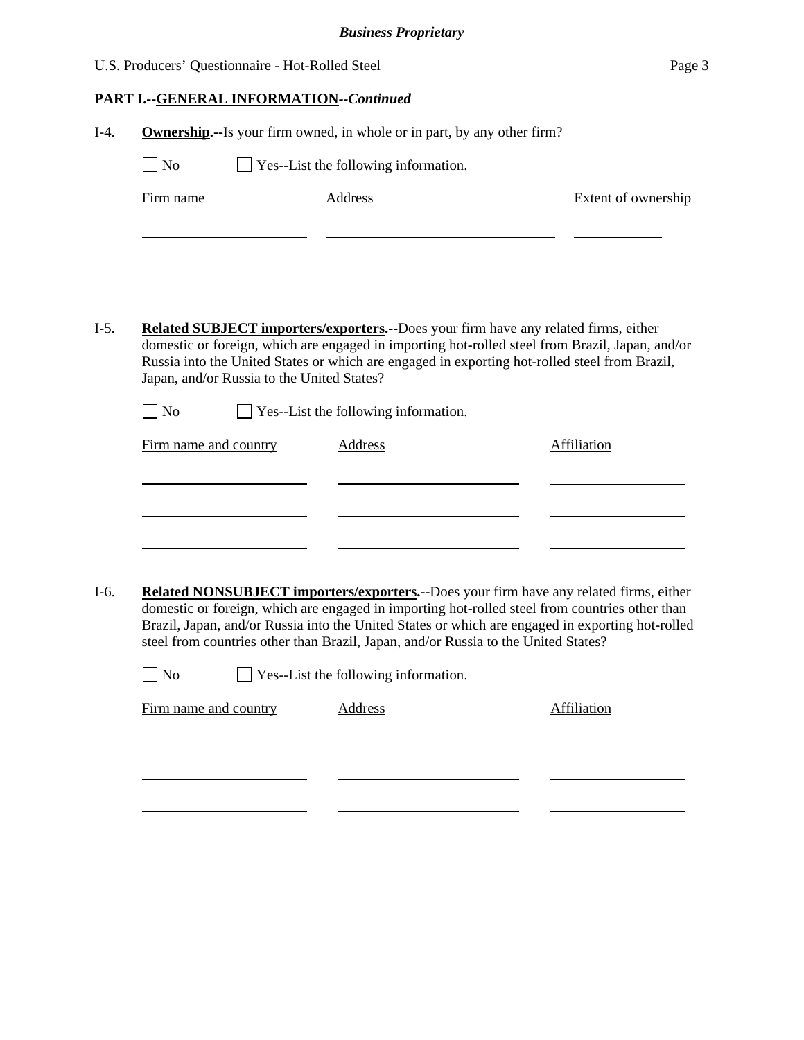**PART I.--GENERAL INFORMATION--*Continued***

I-4. **Ownership.**--Is your firm owned, in whole or in part, by any other firm?

☐ No ☐ Yes--List the following information.

| Firm name | Address | Extent of ownership |
|---|---|---|
| | | |
| | | |
| | | |

I-5. **Related SUBJECT importers/exporters.**--Does your firm have any related firms, either domestic or foreign, which are engaged in importing hot-rolled steel from Brazil, Japan, and/or Russia into the United States or which are engaged in exporting hot-rolled steel from Brazil, Japan, and/or Russia to the United States?

☐ No ☐ Yes--List the following information.

| Firm name and country | Address | Affiliation |
|---|---|---|
| | | |
| | | |
| | | |

I-6. **Related NONSUBJECT importers/exporters.**--Does your firm have any related firms, either domestic or foreign, which are engaged in importing hot-rolled steel from countries other than Brazil, Japan, and/or Russia into the United States or which are engaged in exporting hot-rolled steel from countries other than Brazil, Japan, and/or Russia to the United States?

☐ No ☐ Yes--List the following information.

| Firm name and country | Address | Affiliation |
|---|---|---|
| | | |
| | | |
| | | |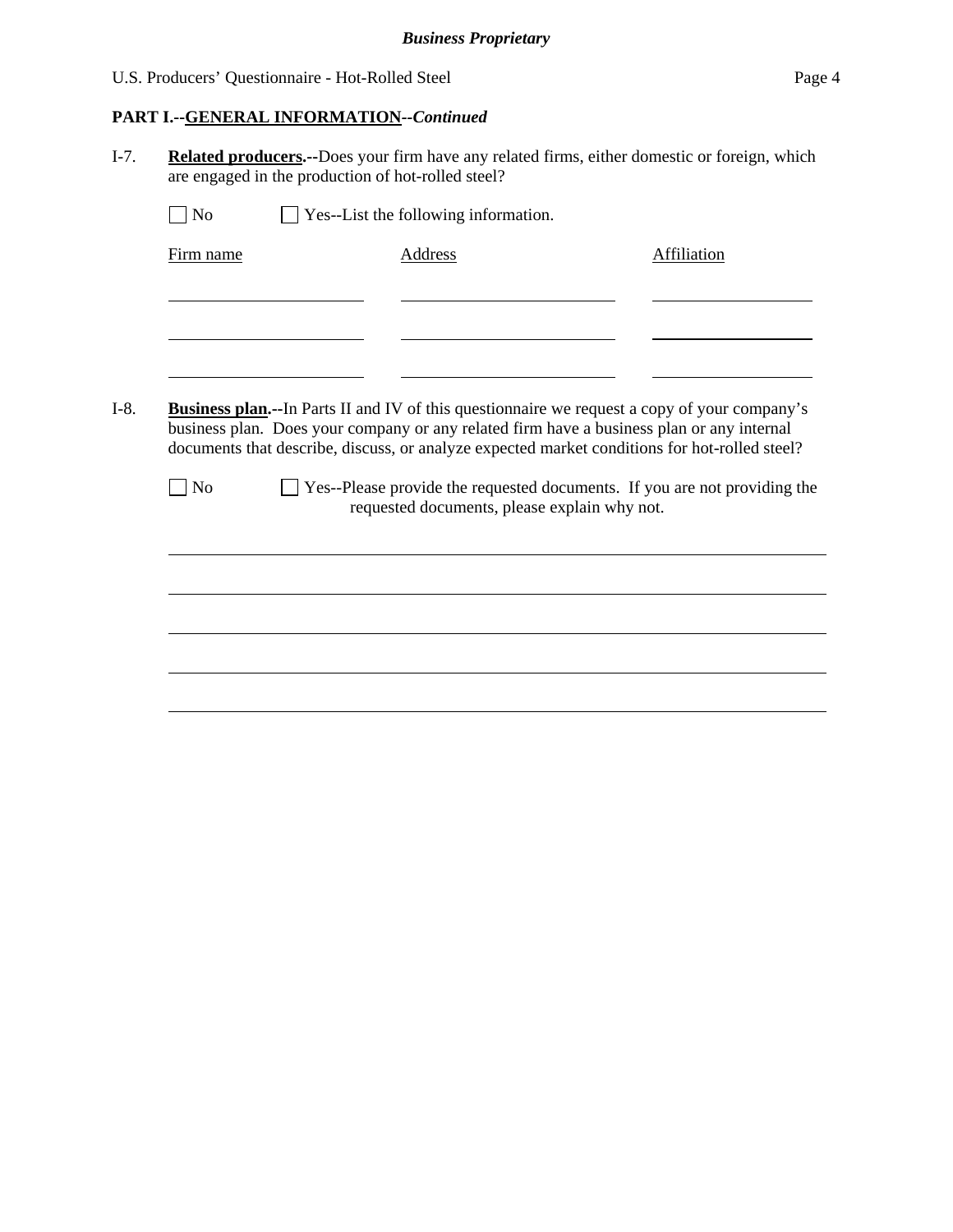## PART I.--GENERAL INFORMATION--*Continued*

I-7. **Related producers.--**Does your firm have any related firms, either domestic or foreign, which are engaged in the production of hot-rolled steel?

☐ No ☐ Yes--List the following information.

| Firm name | Address | Affiliation |
| --- | --- | --- |
| | | |
| | | |
| | | |

I-8. **Business plan.--**In Parts II and IV of this questionnaire we request a copy of your company's business plan. Does your company or any related firm have a business plan or any internal documents that describe, discuss, or analyze expected market conditions for hot-rolled steel?

☐ No ☐ Yes--Please provide the requested documents. If you are not providing the requested documents, please explain why not.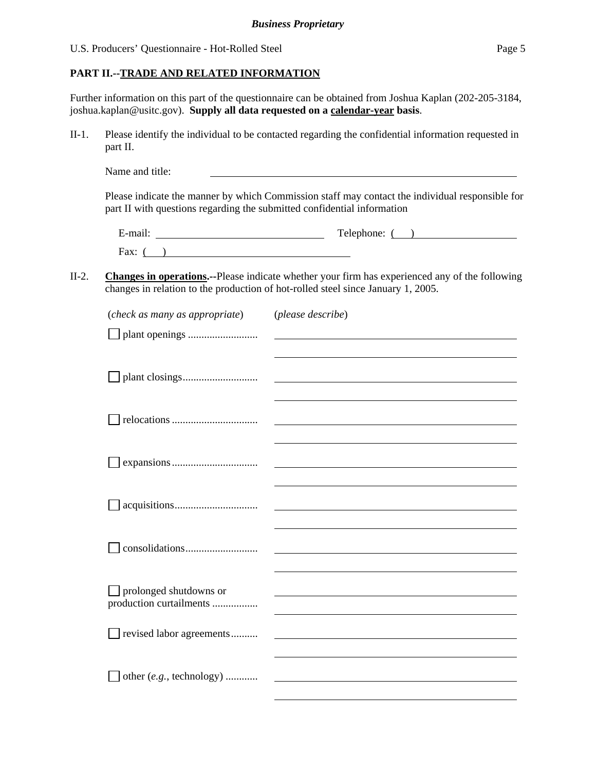## PART II.--TRADE AND RELATED INFORMATION

Further information on this part of the questionnaire can be obtained from Joshua Kaplan (202-205-3184, joshua.kaplan@usitc.gov). **Supply all data requested on a calendar-year basis**.

II-1. Please identify the individual to be contacted regarding the confidential information requested in part II.

Name and title: ______________________________________________

Please indicate the manner by which Commission staff may contact the individual responsible for part II with questions regarding the submitted confidential information

E-mail: ______________________ Telephone: ( ) ______________

Fax: ( ) ______________________

II-2. **Changes in operations.--**Please indicate whether your firm has experienced any of the following changes in relation to the production of hot-rolled steel since January 1, 2005.

| (*check as many as appropriate*) | (*please describe*) |
|---|---|
| ☐ plant openings .......................... | |
| ☐ plant closings............................ | |
| ☐ relocations ................................ | |
| ☐ expansions................................ | |
| ☐ acquisitions............................... | |
| ☐ consolidations........................... | |
| ☐ prolonged shutdowns or production curtailments ................. | |
| ☐ revised labor agreements.......... | |
| ☐ other (*e.g.*, technology) ............ | |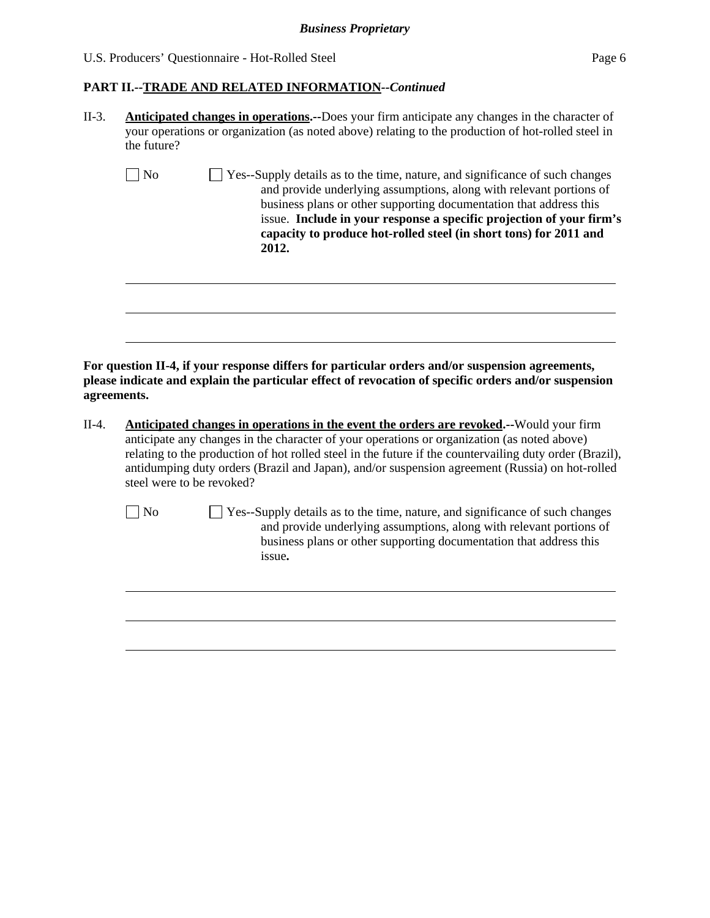**PART II.--TRADE AND RELATED INFORMATION--*Continued***

II-3. **Anticipated changes in operations.--**Does your firm anticipate any changes in the character of your operations or organization (as noted above) relating to the production of hot-rolled steel in the future?

☐ No ☐ Yes--Supply details as to the time, nature, and significance of such changes and provide underlying assumptions, along with relevant portions of business plans or other supporting documentation that address this issue. **Include in your response a specific projection of your firm's capacity to produce hot-rolled steel (in short tons) for 2011 and 2012.**

______________________________________________________________________

______________________________________________________________________

______________________________________________________________________

**For question II-4, if your response differs for particular orders and/or suspension agreements, please indicate and explain the particular effect of revocation of specific orders and/or suspension agreements.**

II-4. **Anticipated changes in operations in the event the orders are revoked.--**Would your firm anticipate any changes in the character of your operations or organization (as noted above) relating to the production of hot rolled steel in the future if the countervailing duty order (Brazil), antidumping duty orders (Brazil and Japan), and/or suspension agreement (Russia) on hot-rolled steel were to be revoked?

☐ No ☐ Yes--Supply details as to the time, nature, and significance of such changes and provide underlying assumptions, along with relevant portions of business plans or other supporting documentation that address this issue**.**

______________________________________________________________________

______________________________________________________________________

______________________________________________________________________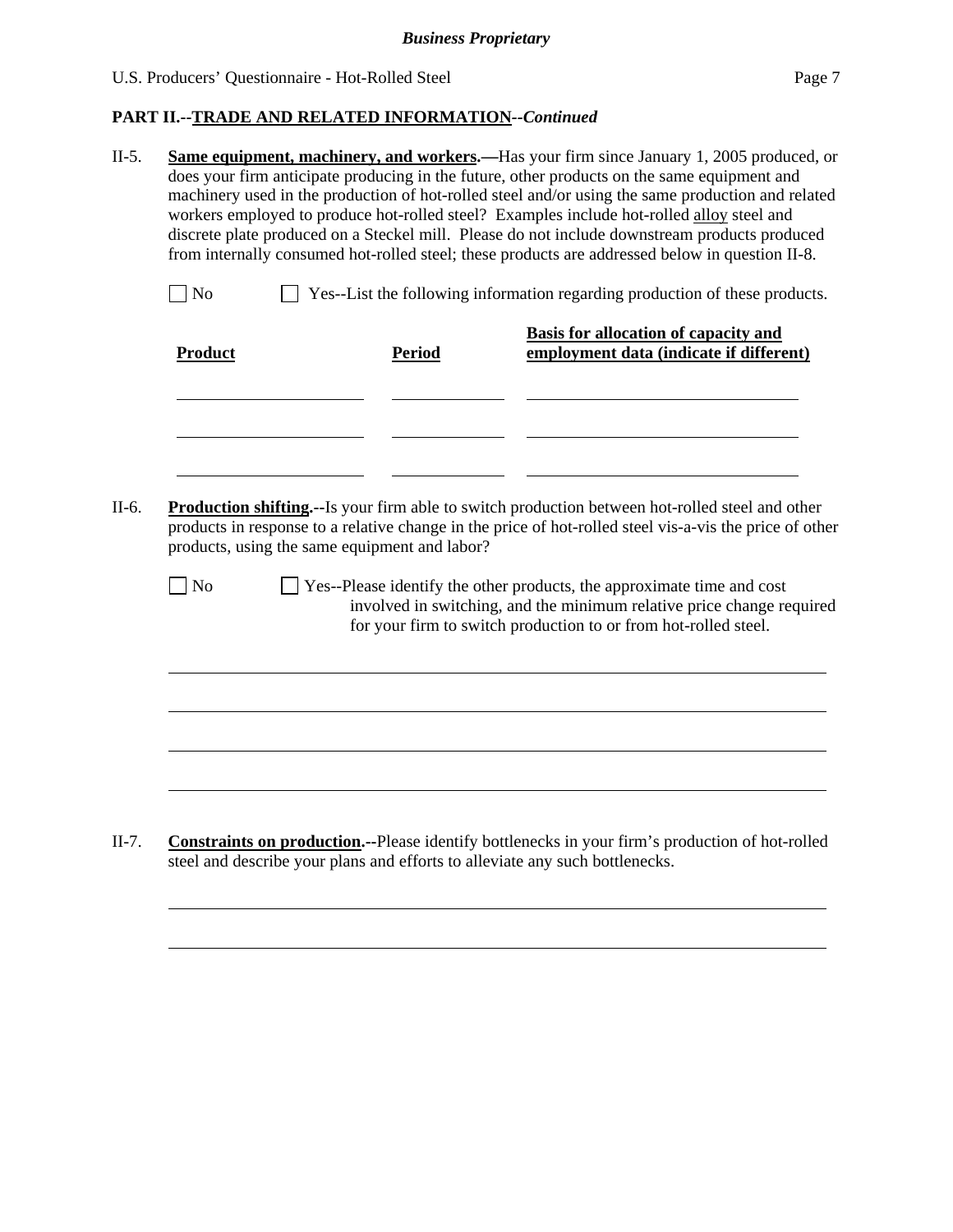## PART II.--TRADE AND RELATED INFORMATION--*Continued*

II-5. **Same equipment, machinery, and workers.—**Has your firm since January 1, 2005 produced, or does your firm anticipate producing in the future, other products on the same equipment and machinery used in the production of hot-rolled steel and/or using the same production and related workers employed to produce hot-rolled steel? Examples include hot-rolled alloy steel and discrete plate produced on a Steckel mill. Please do not include downstream products produced from internally consumed hot-rolled steel; these products are addressed below in question II-8.

☐ No ☐ Yes--List the following information regarding production of these products.

| Product | Period | Basis for allocation of capacity and employment data (indicate if different) |
|---|---|---|
| | | |
| | | |
| | | |

II-6. **Production shifting.--**Is your firm able to switch production between hot-rolled steel and other products in response to a relative change in the price of hot-rolled steel vis-a-vis the price of other products, using the same equipment and labor?

☐ No ☐ Yes--Please identify the other products, the approximate time and cost involved in switching, and the minimum relative price change required for your firm to switch production to or from hot-rolled steel.

\_\_\_\_\_\_\_\_\_\_\_\_\_\_\_\_\_\_\_\_\_\_\_\_\_\_\_\_\_\_\_\_\_\_\_\_\_\_\_\_\_\_\_\_\_\_\_\_\_\_\_\_\_\_\_\_\_\_\_\_\_\_\_\_\_\_\_\_\_\_\_\_\_\_\_\_\_\_

\_\_\_\_\_\_\_\_\_\_\_\_\_\_\_\_\_\_\_\_\_\_\_\_\_\_\_\_\_\_\_\_\_\_\_\_\_\_\_\_\_\_\_\_\_\_\_\_\_\_\_\_\_\_\_\_\_\_\_\_\_\_\_\_\_\_\_\_\_\_\_\_\_\_\_\_\_\_

\_\_\_\_\_\_\_\_\_\_\_\_\_\_\_\_\_\_\_\_\_\_\_\_\_\_\_\_\_\_\_\_\_\_\_\_\_\_\_\_\_\_\_\_\_\_\_\_\_\_\_\_\_\_\_\_\_\_\_\_\_\_\_\_\_\_\_\_\_\_\_\_\_\_\_\_\_\_

\_\_\_\_\_\_\_\_\_\_\_\_\_\_\_\_\_\_\_\_\_\_\_\_\_\_\_\_\_\_\_\_\_\_\_\_\_\_\_\_\_\_\_\_\_\_\_\_\_\_\_\_\_\_\_\_\_\_\_\_\_\_\_\_\_\_\_\_\_\_\_\_\_\_\_\_\_\_

II-7. **Constraints on production.--**Please identify bottlenecks in your firm's production of hot-rolled steel and describe your plans and efforts to alleviate any such bottlenecks.

\_\_\_\_\_\_\_\_\_\_\_\_\_\_\_\_\_\_\_\_\_\_\_\_\_\_\_\_\_\_\_\_\_\_\_\_\_\_\_\_\_\_\_\_\_\_\_\_\_\_\_\_\_\_\_\_\_\_\_\_\_\_\_\_\_\_\_\_\_\_\_\_\_\_\_\_\_\_

\_\_\_\_\_\_\_\_\_\_\_\_\_\_\_\_\_\_\_\_\_\_\_\_\_\_\_\_\_\_\_\_\_\_\_\_\_\_\_\_\_\_\_\_\_\_\_\_\_\_\_\_\_\_\_\_\_\_\_\_\_\_\_\_\_\_\_\_\_\_\_\_\_\_\_\_\_\_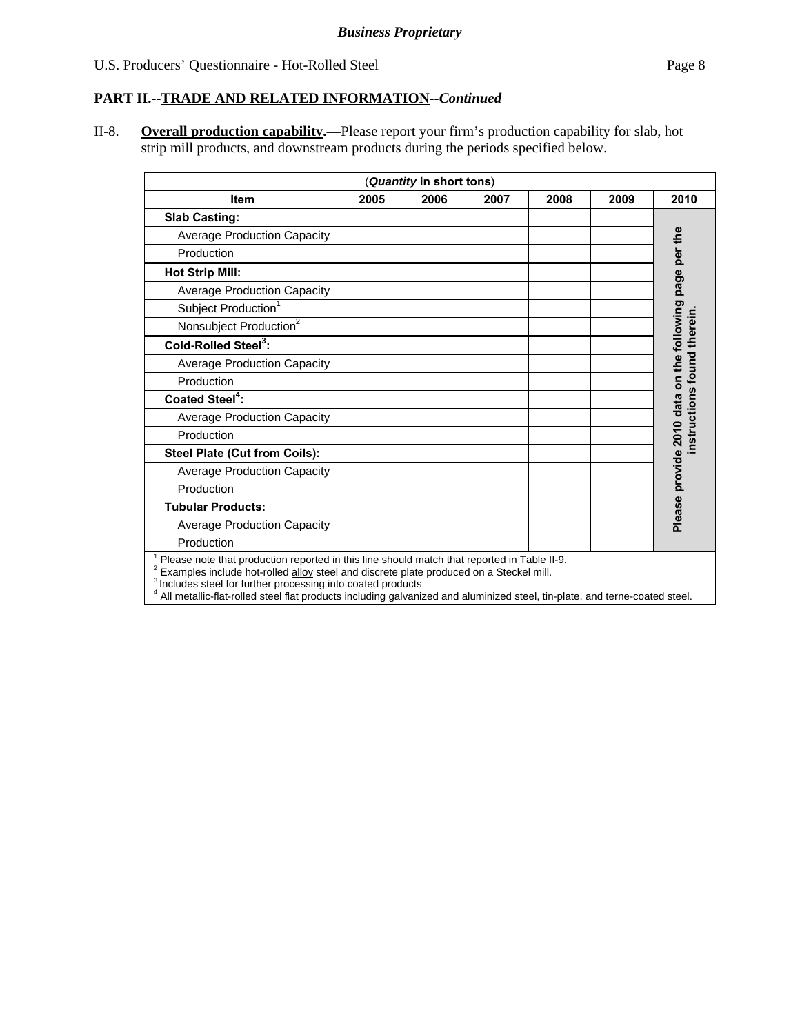**Business Proprietary**

## PART II.--TRADE AND RELATED INFORMATION--*Continued*

II-8. **Overall production capability.—**Please report your firm's production capability for slab, hot strip mill products, and downstream products during the periods specified below.

| (*Quantity* in short tons) | | | | | | |
|---|---|---|---|---|---|---|
| Item | 2005 | 2006 | 2007 | 2008 | 2009 | 2010 |
| **Slab Casting:** | | | | | | Please provide 2010 data on the following page per the instructions found therein. |
| Average Production Capacity | | | | | | |
| Production | | | | | | |
| **Hot Strip Mill:** | | | | | | |
| Average Production Capacity | | | | | | |
| Subject Production[1] | | | | | | |
| Nonsubject Production[2] | | | | | | |
| **Cold-Rolled Steel[3]:** | | | | | | |
| Average Production Capacity | | | | | | |
| Production | | | | | | |
| **Coated Steel[4]:** | | | | | | |
| Average Production Capacity | | | | | | |
| Production | | | | | | |
| **Steel Plate (Cut from Coils):** | | | | | | |
| Average Production Capacity | | | | | | |
| Production | | | | | | |
| **Tubular Products:** | | | | | | |
| Average Production Capacity | | | | | | |
| Production | | | | | | |

[1] Please note that production reported in this line should match that reported in Table II-9.
[2] Examples include hot-rolled alloy steel and discrete plate produced on a Steckel mill.
[3] Includes steel for further processing into coated products
[4] All metallic-flat-rolled steel flat products including galvanized and aluminized steel, tin-plate, and terne-coated steel.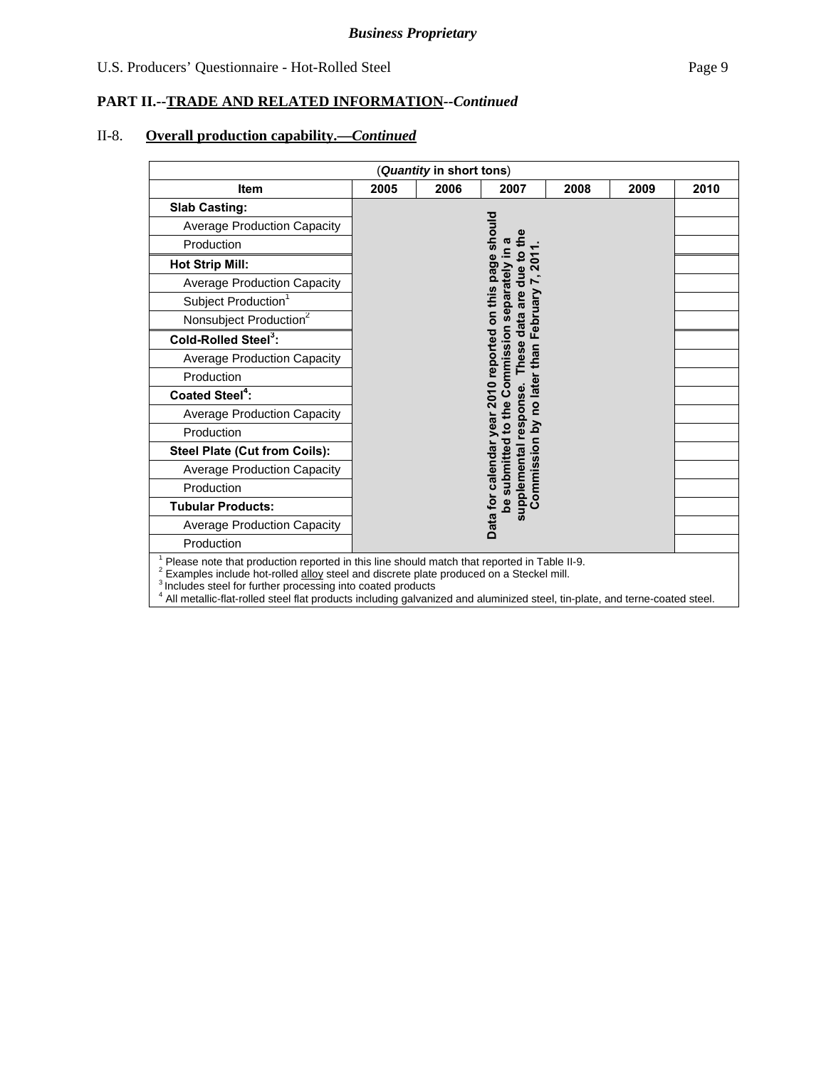**Business Proprietary**

U.S. Producers' Questionnaire - Hot-Rolled Steel

## PART II.--TRADE AND RELATED INFORMATION--*Continued*

II-8. **Overall production capability.—*Continued***

| (*Quantity* in short tons) | | | | | | |
|---|---|---|---|---|---|---|
| **Item** | **2005** | **2006** | **2007** | **2008** | **2009** | **2010** |
| **Slab Casting:** | Data for calendar year 2010 reported on this page should be submitted to the Commission separately in a supplemental response. These data are due to the Commission by no later than February 7, 2011. | | | | | |
| Average Production Capacity | | | | | | |
| Production | | | | | | |
| **Hot Strip Mill:** | | | | | | |
| Average Production Capacity | | | | | | |
| Subject Production[1] | | | | | | |
| Nonsubject Production[2] | | | | | | |
| **Cold-Rolled Steel[3]:** | | | | | | |
| Average Production Capacity | | | | | | |
| Production | | | | | | |
| **Coated Steel[4]:** | | | | | | |
| Average Production Capacity | | | | | | |
| Production | | | | | | |
| **Steel Plate (Cut from Coils):** | | | | | | |
| Average Production Capacity | | | | | | |
| Production | | | | | | |
| **Tubular Products:** | | | | | | |
| Average Production Capacity | | | | | | |
| Production | | | | | | |

[1] Please note that production reported in this line should match that reported in Table II-9.
[2] Examples include hot-rolled alloy steel and discrete plate produced on a Steckel mill.
[3] Includes steel for further processing into coated products
[4] All metallic-flat-rolled steel flat products including galvanized and aluminized steel, tin-plate, and terne-coated steel.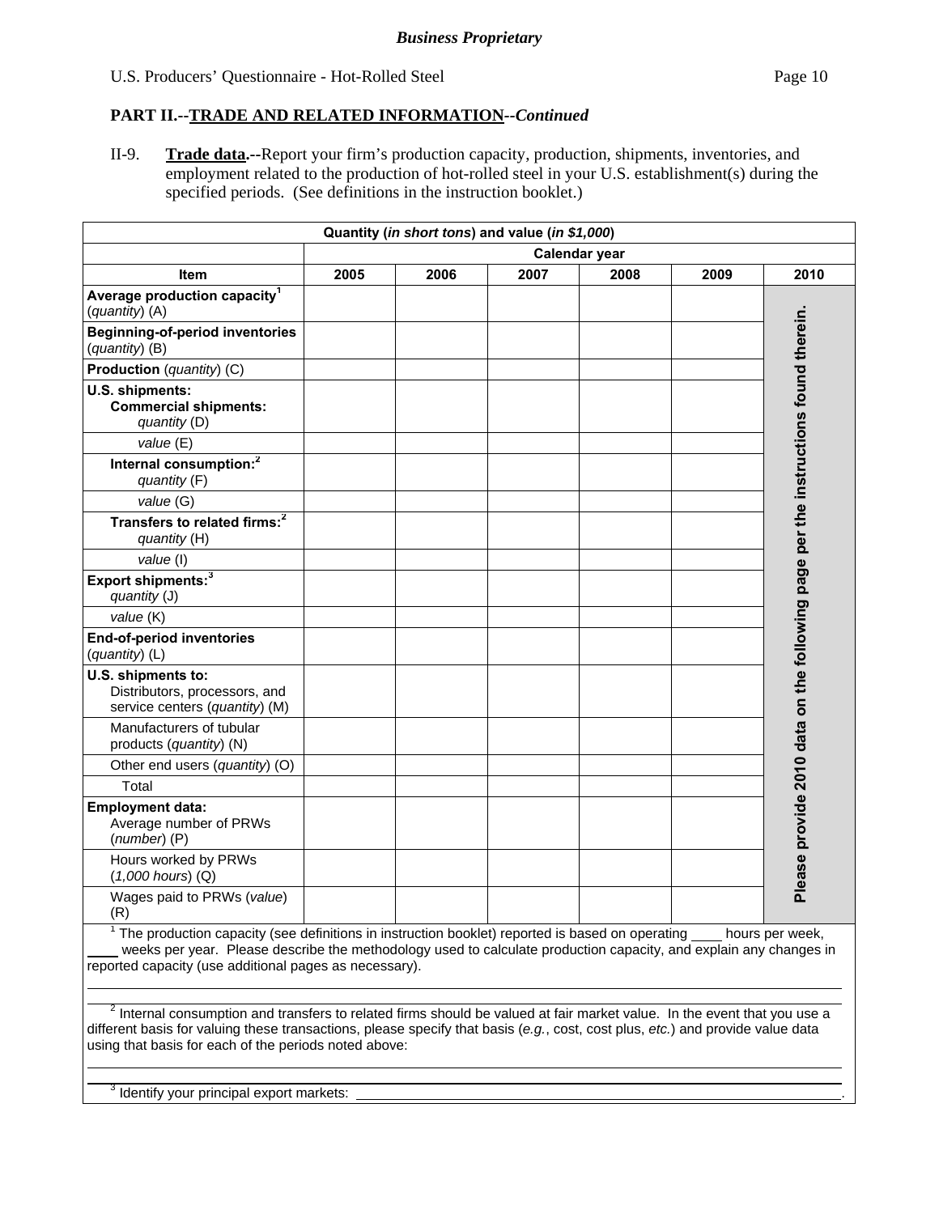*Business Proprietary*

U.S. Producers' Questionnaire - Hot-Rolled Steel

## PART II.--TRADE AND RELATED INFORMATION--*Continued*

II-9. **Trade data.**--Report your firm's production capacity, production, shipments, inventories, and employment related to the production of hot-rolled steel in your U.S. establishment(s) during the specified periods. (See definitions in the instruction booklet.)

| Quantity (*in short tons*) and value (*in $1,000*) | | | | | | |
|---|---|---|---|---|---|---|
| | Calendar year | | | | | |
| **Item** | **2005** | **2006** | **2007** | **2008** | **2009** | **2010** |
| **Average production capacity**[1] (*quantity*) (A) | | | | | | Please provide 2010 data on the following page per the instructions found therein. |
| **Beginning-of-period inventories** (*quantity*) (B) | | | | | | |
| **Production** (*quantity*) (C) | | | | | | |
| **U.S. shipments:** **Commercial shipments:** *quantity* (D) | | | | | | |
| *value* (E) | | | | | | |
| **Internal consumption:**[2] *quantity* (F) | | | | | | |
| *value* (G) | | | | | | |
| **Transfers to related firms:**[2] *quantity* (H) | | | | | | |
| *value* (I) | | | | | | |
| **Export shipments:**[3] *quantity* (J) | | | | | | |
| *value* (K) | | | | | | |
| **End-of-period inventories** (*quantity*) (L) | | | | | | |
| **U.S. shipments to:** Distributors, processors, and service centers (*quantity*) (M) | | | | | | |
| Manufacturers of tubular products (*quantity*) (N) | | | | | | |
| Other end users (*quantity*) (O) | | | | | | |
| Total | | | | | | |
| **Employment data:** Average number of PRWs (*number*) (P) | | | | | | |
| Hours worked by PRWs (*1,000 hours*) (Q) | | | | | | |
| Wages paid to PRWs (*value*) (R) | | | | | | |

[1] The production capacity (see definitions in instruction booklet) reported is based on operating ____ hours per week, ____ weeks per year. Please describe the methodology used to calculate production capacity, and explain any changes in reported capacity (use additional pages as necessary).

[2] Internal consumption and transfers to related firms should be valued at fair market value. In the event that you use a different basis for valuing these transactions, please specify that basis (*e.g.*, cost, cost plus, *etc.*) and provide value data using that basis for each of the periods noted above:

[3] Identify your principal export markets: ______________________________.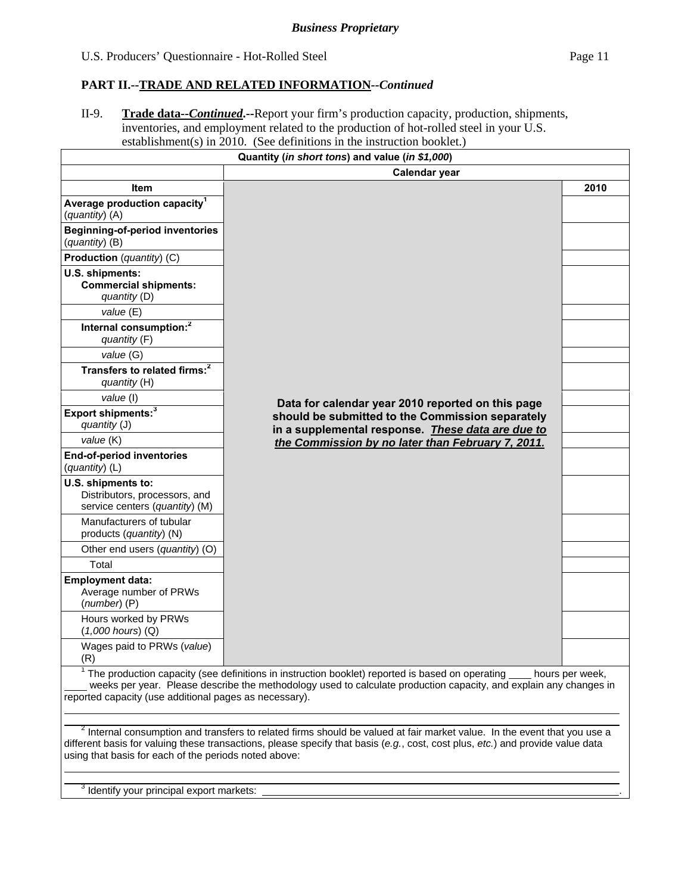*Business Proprietary*

U.S. Producers' Questionnaire - Hot-Rolled Steel

## PART II.--TRADE AND RELATED INFORMATION--*Continued*

II-9. **Trade data--*Continued*.--**Report your firm's production capacity, production, shipments, inventories, and employment related to the production of hot-rolled steel in your U.S. establishment(s) in 2010. (See definitions in the instruction booklet.)

| Quantity (*in short tons*) and value (*in $1,000*) | | |
|---|---|---|
| | Calendar year | |
| **Item** | | **2010** |
| **Average production capacity**[1] (*quantity*) (A) | **Data for calendar year 2010 reported on this page should be submitted to the Commission separately in a supplemental response. *These data are due to the Commission by no later than February 7, 2011.*** | |
| **Beginning-of-period inventories** (*quantity*) (B) | | |
| **Production** (*quantity*) (C) | | |
| **U.S. shipments:** **Commercial shipments:** *quantity* (D) | | |
| *value* (E) | | |
| **Internal consumption:**[2] *quantity* (F) | | |
| *value* (G) | | |
| **Transfers to related firms:**[2] *quantity* (H) | | |
| *value* (I) | | |
| **Export shipments:**[3] *quantity* (J) | | |
| *value* (K) | | |
| **End-of-period inventories** (*quantity*) (L) | | |
| **U.S. shipments to:** Distributors, processors, and service centers (*quantity*) (M) | | |
| Manufacturers of tubular products (*quantity*) (N) | | |
| Other end users (*quantity*) (O) | | |
| Total | | |
| **Employment data:** Average number of PRWs (*number*) (P) | | |
| Hours worked by PRWs (*1,000 hours*) (Q) | | |
| Wages paid to PRWs (*value*) (R) | | |

[1] The production capacity (see definitions in instruction booklet) reported is based on operating ____ hours per week, ____ weeks per year. Please describe the methodology used to calculate production capacity, and explain any changes in reported capacity (use additional pages as necessary).

[2] Internal consumption and transfers to related firms should be valued at fair market value. In the event that you use a different basis for valuing these transactions, please specify that basis (*e.g.*, cost, cost plus, *etc.*) and provide value data using that basis for each of the periods noted above:

[3] Identify your principal export markets: ____________________.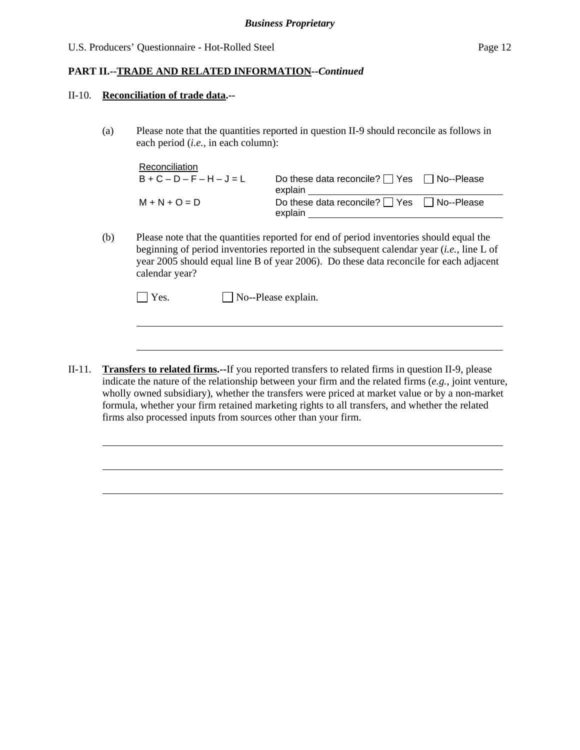**PART II.--TRADE AND RELATED INFORMATION--*Continued***

II-10. **Reconciliation of trade data.--**

(a) Please note that the quantities reported in question II-9 should reconcile as follows in each period (*i.e.*, in each column):

| Reconciliation | |
|---|---|
| B + C – D – F – H – J = L | Do these data reconcile? ☐ Yes ☐ No--Please explain ______________________ |
| M + N + O = D | Do these data reconcile? ☐ Yes ☐ No--Please explain ______________________ |

(b) Please note that the quantities reported for end of period inventories should equal the beginning of period inventories reported in the subsequent calendar year (*i.e.*, line L of year 2005 should equal line B of year 2006). Do these data reconcile for each adjacent calendar year?

☐ Yes. ☐ No--Please explain.

______________________________________________________________________

______________________________________________________________________

II-11. **Transfers to related firms.--**If you reported transfers to related firms in question II-9, please indicate the nature of the relationship between your firm and the related firms (*e.g.*, joint venture, wholly owned subsidiary), whether the transfers were priced at market value or by a non-market formula, whether your firm retained marketing rights to all transfers, and whether the related firms also processed inputs from sources other than your firm.

______________________________________________________________________

______________________________________________________________________

______________________________________________________________________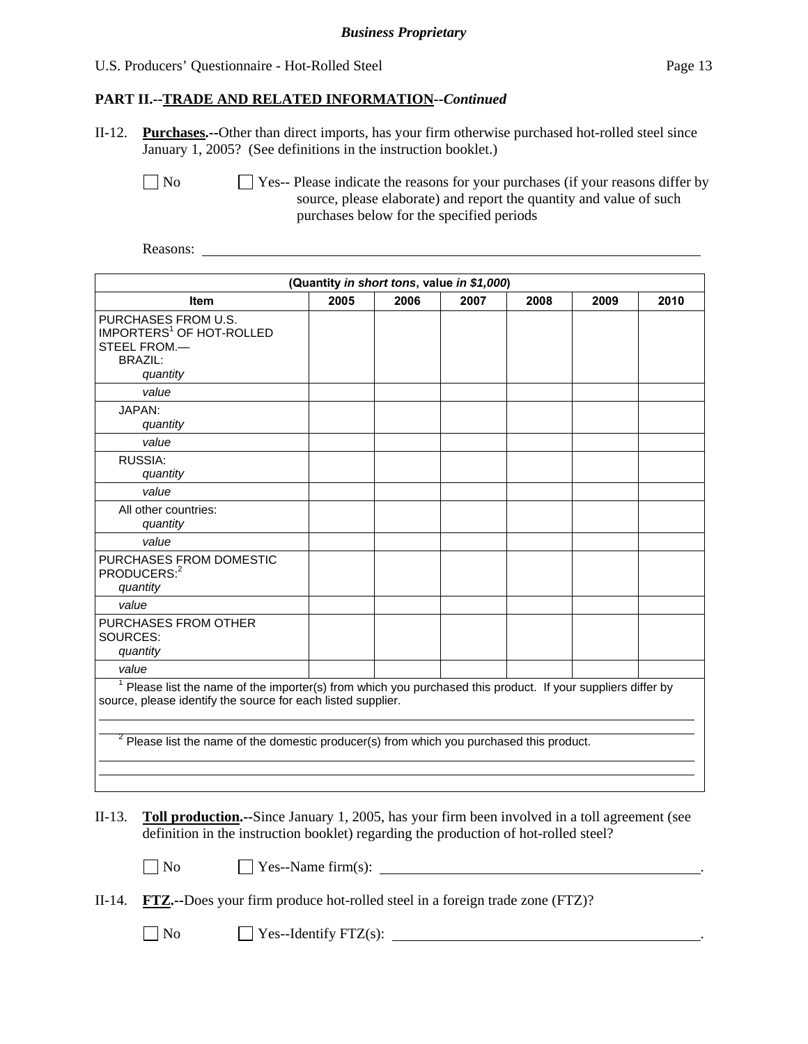**Business Proprietary**

## PART II.--TRADE AND RELATED INFORMATION--*Continued*

II-12. **Purchases.**--Other than direct imports, has your firm otherwise purchased hot-rolled steel since January 1, 2005? (See definitions in the instruction booklet.)

☐ No ☐ Yes-- Please indicate the reasons for your purchases (if your reasons differ by source, please elaborate) and report the quantity and value of such purchases below for the specified periods

Reasons: ______________________________________________________________

| (Quantity *in short tons*, value *in $1,000*) | | | | | | |
|---|---|---|---|---|---|---|
| **Item** | **2005** | **2006** | **2007** | **2008** | **2009** | **2010** |
| PURCHASES FROM U.S. IMPORTERS[1] OF HOT-ROLLED STEEL FROM.— BRAZIL: *quantity* | | | | | | |
| *value* | | | | | | |
| JAPAN: *quantity* | | | | | | |
| *value* | | | | | | |
| RUSSIA: *quantity* | | | | | | |
| *value* | | | | | | |
| All other countries: *quantity* | | | | | | |
| *value* | | | | | | |
| PURCHASES FROM DOMESTIC PRODUCERS:[2] *quantity* | | | | | | |
| *value* | | | | | | |
| PURCHASES FROM OTHER SOURCES: *quantity* | | | | | | |
| *value* | | | | | | |

[1] Please list the name of the importer(s) from which you purchased this product. If your suppliers differ by source, please identify the source for each listed supplier.

______________________________________________________________

[2] Please list the name of the domestic producer(s) from which you purchased this product.

______________________________________________________________

II-13. **Toll production.**--Since January 1, 2005, has your firm been involved in a toll agreement (see definition in the instruction booklet) regarding the production of hot-rolled steel?

☐ No ☐ Yes--Name firm(s): ______________________________________________.

II-14. **FTZ.**--Does your firm produce hot-rolled steel in a foreign trade zone (FTZ)?

☐ No ☐ Yes--Identify FTZ(s): ______________________________________________.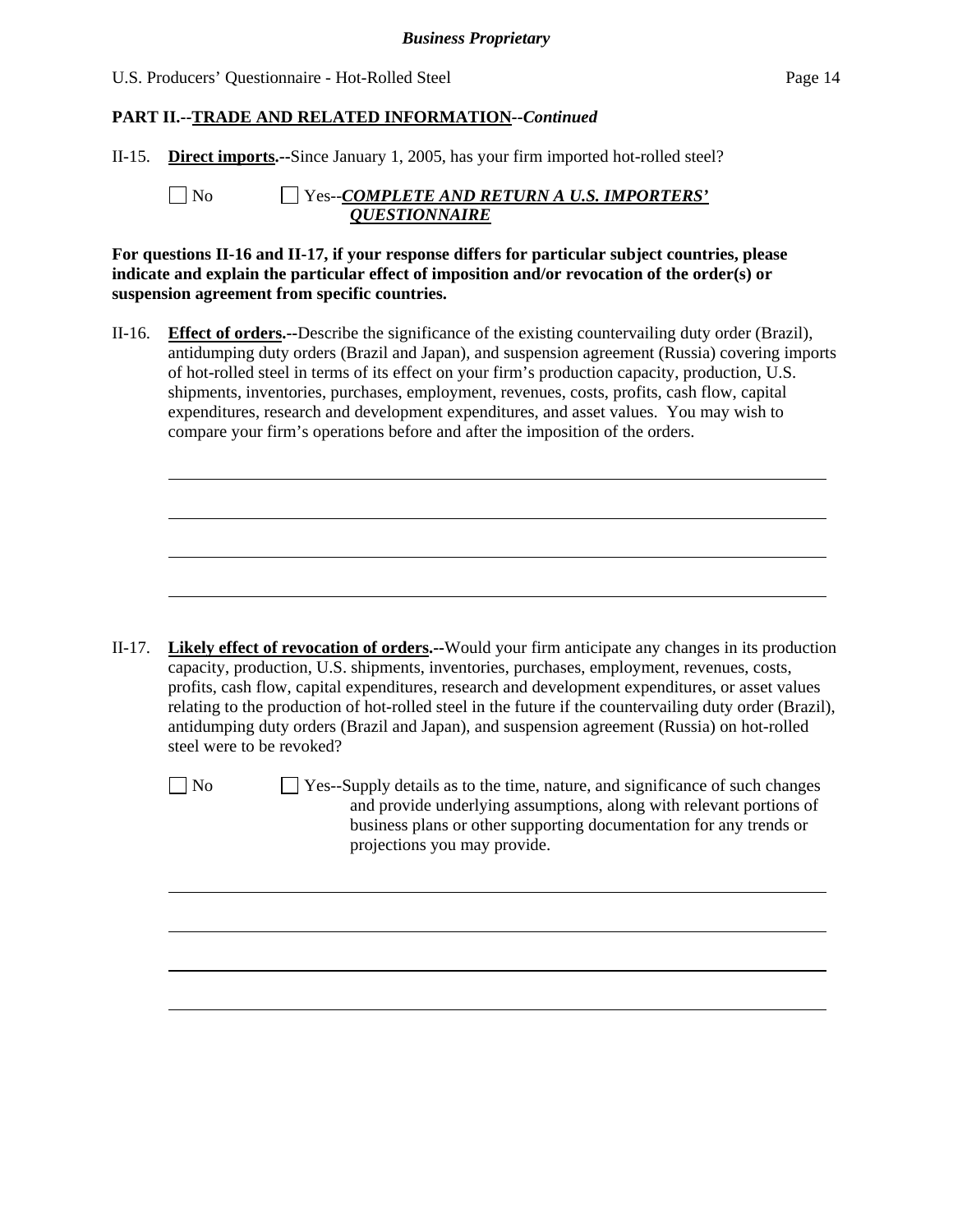**PART II.--TRADE AND RELATED INFORMATION--*Continued***

II-15. **Direct imports.--**Since January 1, 2005, has your firm imported hot-rolled steel?

☐ No ☐ Yes--***COMPLETE AND RETURN A U.S. IMPORTERS' QUESTIONNAIRE***

**For questions II-16 and II-17, if your response differs for particular subject countries, please indicate and explain the particular effect of imposition and/or revocation of the order(s) or suspension agreement from specific countries.**

II-16. **Effect of orders.--**Describe the significance of the existing countervailing duty order (Brazil), antidumping duty orders (Brazil and Japan), and suspension agreement (Russia) covering imports of hot-rolled steel in terms of its effect on your firm's production capacity, production, U.S. shipments, inventories, purchases, employment, revenues, costs, profits, cash flow, capital expenditures, research and development expenditures, and asset values. You may wish to compare your firm's operations before and after the imposition of the orders.

______________________________________________________________________

______________________________________________________________________

______________________________________________________________________

______________________________________________________________________

II-17. **Likely effect of revocation of orders.--**Would your firm anticipate any changes in its production capacity, production, U.S. shipments, inventories, purchases, employment, revenues, costs, profits, cash flow, capital expenditures, research and development expenditures, or asset values relating to the production of hot-rolled steel in the future if the countervailing duty order (Brazil), antidumping duty orders (Brazil and Japan), and suspension agreement (Russia) on hot-rolled steel were to be revoked?

☐ No ☐ Yes--Supply details as to the time, nature, and significance of such changes and provide underlying assumptions, along with relevant portions of business plans or other supporting documentation for any trends or projections you may provide.

______________________________________________________________________

______________________________________________________________________

______________________________________________________________________

______________________________________________________________________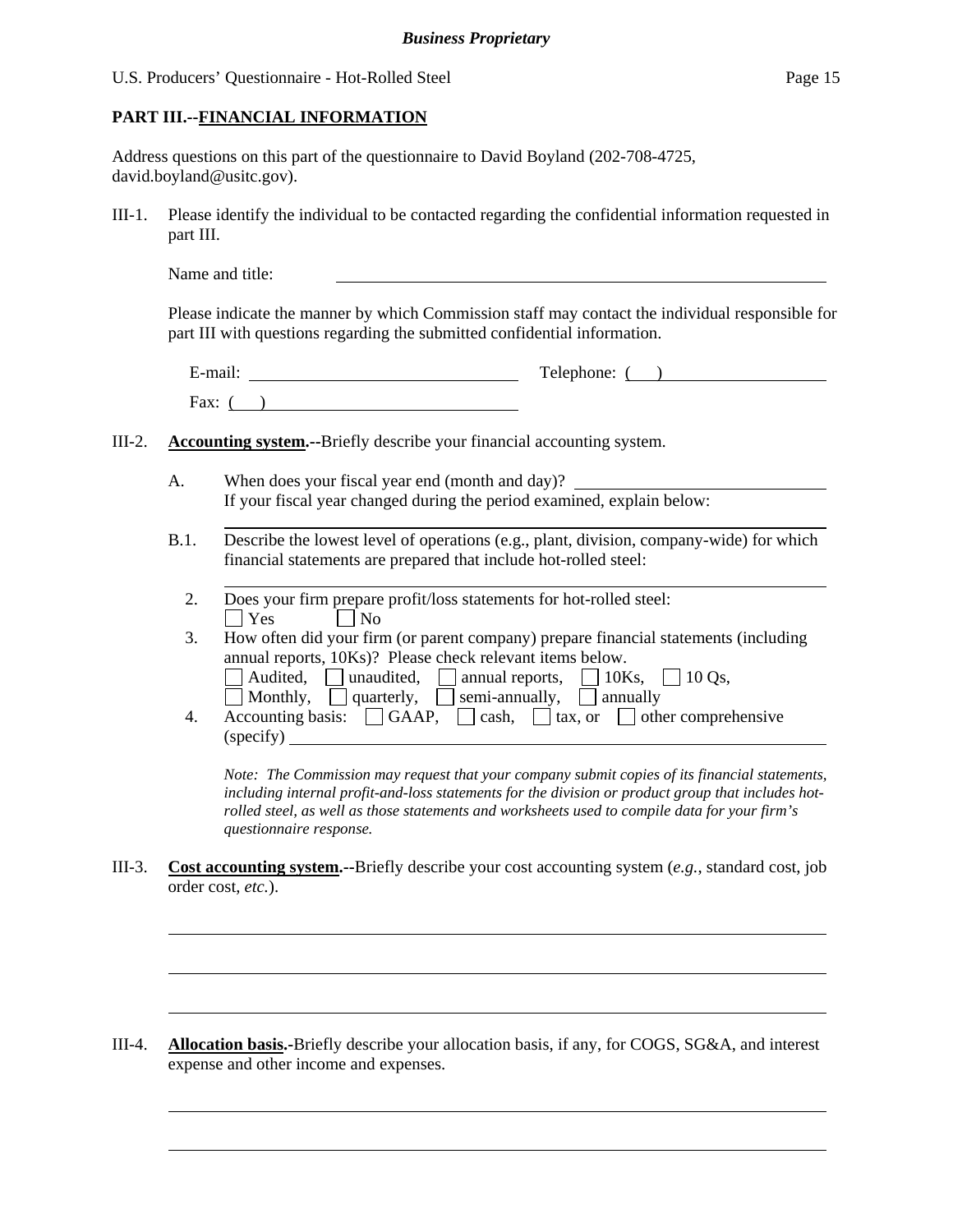**PART III.--FINANCIAL INFORMATION**

Address questions on this part of the questionnaire to David Boyland (202-708-4725, david.boyland@usitc.gov).

III-1. Please identify the individual to be contacted regarding the confidential information requested in part III.

Name and title: ______________________________

Please indicate the manner by which Commission staff may contact the individual responsible for part III with questions regarding the submitted confidential information.

E-mail: ______________________ Telephone: ( ) ______________

Fax: ( ) ______________________

III-2. **Accounting system.--**Briefly describe your financial accounting system.

A. When does your fiscal year end (month and day)? ______________________
If your fiscal year changed during the period examined, explain below:

______________________________

B.1. Describe the lowest level of operations (e.g., plant, division, company-wide) for which financial statements are prepared that include hot-rolled steel:

______________________________

2. Does your firm prepare profit/loss statements for hot-rolled steel:
☐ Yes ☐ No

3. How often did your firm (or parent company) prepare financial statements (including annual reports, 10Ks)? Please check relevant items below.
☐ Audited, ☐ unaudited, ☐ annual reports, ☐ 10Ks, ☐ 10 Qs,
☐ Monthly, ☐ quarterly, ☐ semi-annually, ☐ annually

4. Accounting basis: ☐ GAAP, ☐ cash, ☐ tax, or ☐ other comprehensive (specify) ______________________________

*Note: The Commission may request that your company submit copies of its financial statements, including internal profit-and-loss statements for the division or product group that includes hot-rolled steel, as well as those statements and worksheets used to compile data for your firm's questionnaire response.*

III-3. **Cost accounting system.--**Briefly describe your cost accounting system (*e.g.*, standard cost, job order cost, *etc.*).

______________________________

______________________________

______________________________

III-4. **Allocation basis.-**Briefly describe your allocation basis, if any, for COGS, SG&A, and interest expense and other income and expenses.

______________________________

______________________________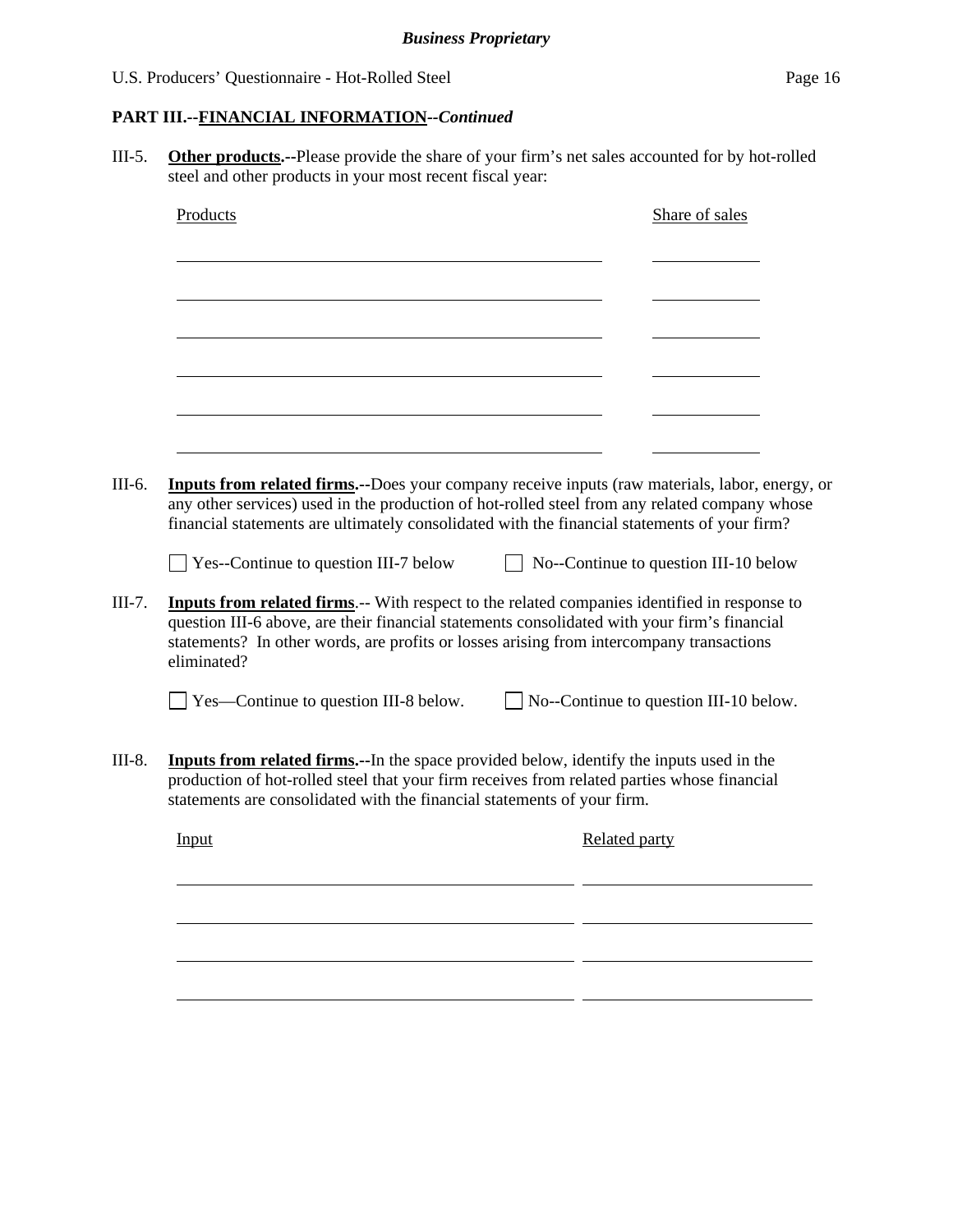## PART III.--FINANCIAL INFORMATION--*Continued*

III-5. **Other products.--**Please provide the share of your firm's net sales accounted for by hot-rolled steel and other products in your most recent fiscal year:

| Products | Share of sales |
|---|---|
| | |
| | |
| | |
| | |
| | |
| | |

III-6. **Inputs from related firms.--**Does your company receive inputs (raw materials, labor, energy, or any other services) used in the production of hot-rolled steel from any related company whose financial statements are ultimately consolidated with the financial statements of your firm?

☐ Yes--Continue to question III-7 below ☐ No--Continue to question III-10 below

III-7. **Inputs from related firms**.-- With respect to the related companies identified in response to question III-6 above, are their financial statements consolidated with your firm's financial statements? In other words, are profits or losses arising from intercompany transactions eliminated?

☐ Yes—Continue to question III-8 below. ☐ No--Continue to question III-10 below.

III-8. **Inputs from related firms.--**In the space provided below, identify the inputs used in the production of hot-rolled steel that your firm receives from related parties whose financial statements are consolidated with the financial statements of your firm.

| Input | Related party |
|---|---|
| | |
| | |
| | |
| | |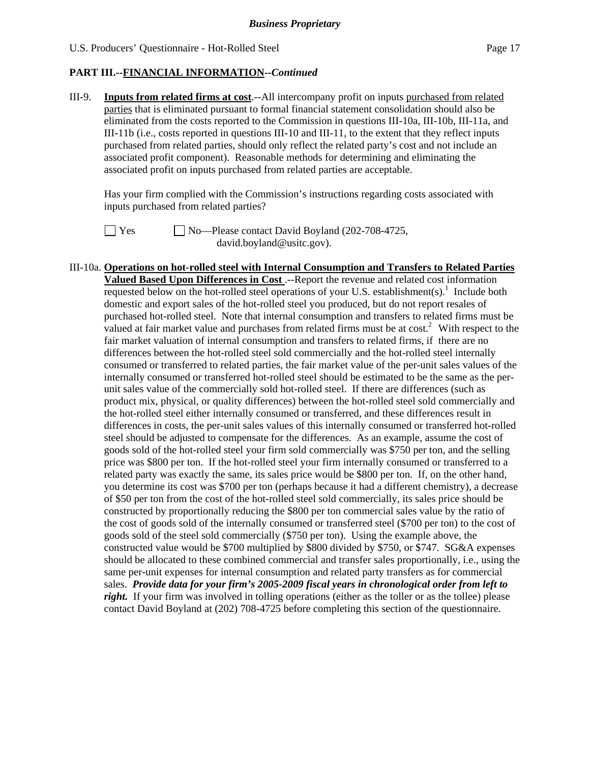**PART III.--FINANCIAL INFORMATION--*Continued***

III-9. **Inputs from related firms at cost**.--All intercompany profit on inputs purchased from related parties that is eliminated pursuant to formal financial statement consolidation should also be eliminated from the costs reported to the Commission in questions III-10a, III-10b, III-11a, and III-11b (i.e., costs reported in questions III-10 and III-11, to the extent that they reflect inputs purchased from related parties, should only reflect the related party's cost and not include an associated profit component). Reasonable methods for determining and eliminating the associated profit on inputs purchased from related parties are acceptable.

Has your firm complied with the Commission's instructions regarding costs associated with inputs purchased from related parties?

☐ Yes ☐ No—Please contact David Boyland (202-708-4725, david.boyland@usitc.gov).

III-10a. **Operations on hot-rolled steel with Internal Consumption and Transfers to Related Parties Valued Based Upon Differences in Cost** .--Report the revenue and related cost information requested below on the hot-rolled steel operations of your U.S. establishment(s).[1] Include both domestic and export sales of the hot-rolled steel you produced, but do not report resales of purchased hot-rolled steel. Note that internal consumption and transfers to related firms must be valued at fair market value and purchases from related firms must be at cost.[2] With respect to the fair market valuation of internal consumption and transfers to related firms, if there are no differences between the hot-rolled steel sold commercially and the hot-rolled steel internally consumed or transferred to related parties, the fair market value of the per-unit sales values of the internally consumed or transferred hot-rolled steel should be estimated to be the same as the per-unit sales value of the commercially sold hot-rolled steel. If there are differences (such as product mix, physical, or quality differences) between the hot-rolled steel sold commercially and the hot-rolled steel either internally consumed or transferred, and these differences result in differences in costs, the per-unit sales values of this internally consumed or transferred hot-rolled steel should be adjusted to compensate for the differences. As an example, assume the cost of goods sold of the hot-rolled steel your firm sold commercially was $750 per ton, and the selling price was $800 per ton. If the hot-rolled steel your firm internally consumed or transferred to a related party was exactly the same, its sales price would be $800 per ton. If, on the other hand, you determine its cost was $700 per ton (perhaps because it had a different chemistry), a decrease of $50 per ton from the cost of the hot-rolled steel sold commercially, its sales price should be constructed by proportionally reducing the $800 per ton commercial sales value by the ratio of the cost of goods sold of the internally consumed or transferred steel ($700 per ton) to the cost of goods sold of the steel sold commercially ($750 per ton). Using the example above, the constructed value would be $700 multiplied by $800 divided by $750, or $747. SG&A expenses should be allocated to these combined commercial and transfer sales proportionally, i.e., using the same per-unit expenses for internal consumption and related party transfers as for commercial sales. ***Provide data for your firm's 2005-2009 fiscal years in chronological order from left to right.*** If your firm was involved in tolling operations (either as the toller or as the tollee) please contact David Boyland at (202) 708-4725 before completing this section of the questionnaire.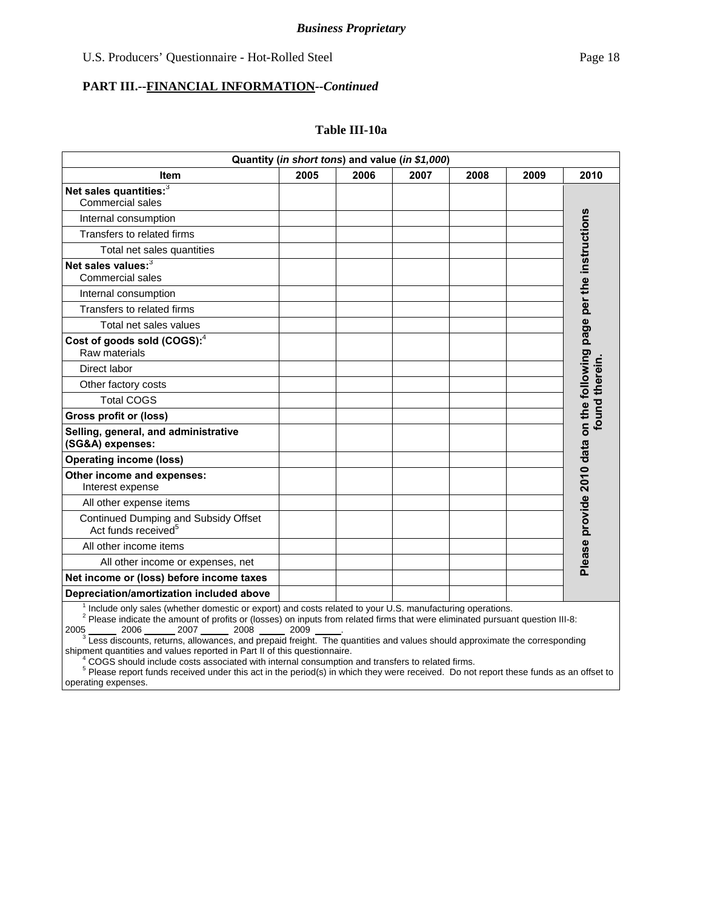*Business Proprietary*

## PART III.--FINANCIAL INFORMATION--*Continued*

### Table III-10a

| Quantity (*in short tons*) and value (*in $1,000*) | | | | | | |
|---|---|---|---|---|---|---|
| **Item** | **2005** | **2006** | **2007** | **2008** | **2009** | **2010** |
| **Net sales quantities:**[3] Commercial sales | | | | | | **Please provide 2010 data on the following page per the instructions found therein.** |
| Internal consumption | | | | | | |
| Transfers to related firms | | | | | | |
| Total net sales quantities | | | | | | |
| **Net sales values:**[3] Commercial sales | | | | | | |
| Internal consumption | | | | | | |
| Transfers to related firms | | | | | | |
| Total net sales values | | | | | | |
| **Cost of goods sold (COGS):**[4] Raw materials | | | | | | |
| Direct labor | | | | | | |
| Other factory costs | | | | | | |
| Total COGS | | | | | | |
| **Gross profit or (loss)** | | | | | | |
| **Selling, general, and administrative (SG&A) expenses:** | | | | | | |
| **Operating income (loss)** | | | | | | |
| **Other income and expenses:** Interest expense | | | | | | |
| All other expense items | | | | | | |
| Continued Dumping and Subsidy Offset Act funds received[5] | | | | | | |
| All other income items | | | | | | |
| All other income or expenses, net | | | | | | |
| **Net income or (loss) before income taxes** | | | | | | |
| **Depreciation/amortization included above** | | | | | | |

[1] Include only sales (whether domestic or export) and costs related to your U.S. manufacturing operations.
[2] Please indicate the amount of profits or (losses) on inputs from related firms that were eliminated pursuant question III-8: 2005 _____ 2006 _____ 2007 _____ 2008 _____ 2009 _____.
[3] Less discounts, returns, allowances, and prepaid freight. The quantities and values should approximate the corresponding shipment quantities and values reported in Part II of this questionnaire.
[4] COGS should include costs associated with internal consumption and transfers to related firms.
[5] Please report funds received under this act in the period(s) in which they were received. Do not report these funds as an offset to operating expenses.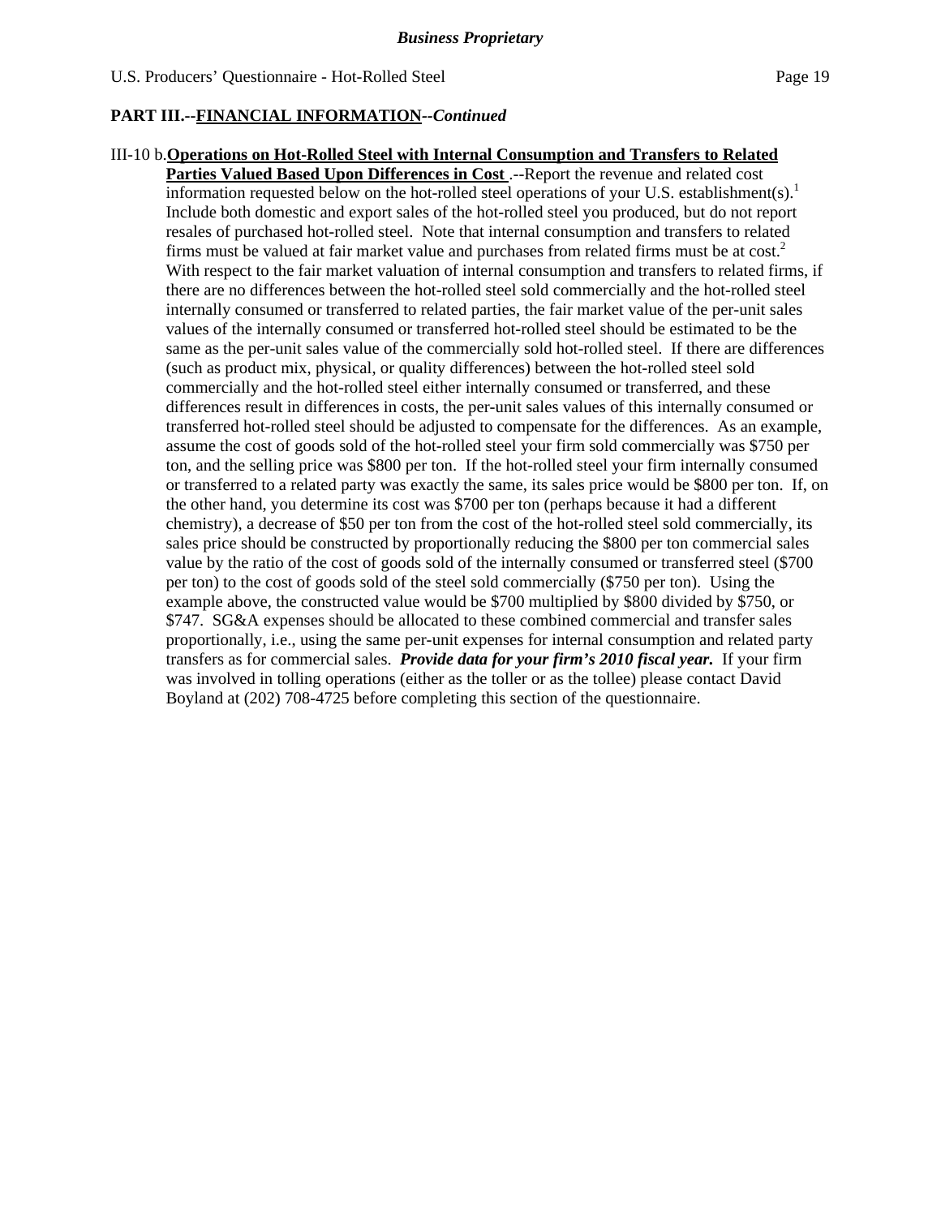**PART III.--FINANCIAL INFORMATION--*Continued***

III-10 b. **Operations on Hot-Rolled Steel with Internal Consumption and Transfers to Related Parties Valued Based Upon Differences in Cost** .--Report the revenue and related cost information requested below on the hot-rolled steel operations of your U.S. establishment(s).[1] Include both domestic and export sales of the hot-rolled steel you produced, but do not report resales of purchased hot-rolled steel. Note that internal consumption and transfers to related firms must be valued at fair market value and purchases from related firms must be at cost.[2] With respect to the fair market valuation of internal consumption and transfers to related firms, if there are no differences between the hot-rolled steel sold commercially and the hot-rolled steel internally consumed or transferred to related parties, the fair market value of the per-unit sales values of the internally consumed or transferred hot-rolled steel should be estimated to be the same as the per-unit sales value of the commercially sold hot-rolled steel. If there are differences (such as product mix, physical, or quality differences) between the hot-rolled steel sold commercially and the hot-rolled steel either internally consumed or transferred, and these differences result in differences in costs, the per-unit sales values of this internally consumed or transferred hot-rolled steel should be adjusted to compensate for the differences. As an example, assume the cost of goods sold of the hot-rolled steel your firm sold commercially was $750 per ton, and the selling price was $800 per ton. If the hot-rolled steel your firm internally consumed or transferred to a related party was exactly the same, its sales price would be $800 per ton. If, on the other hand, you determine its cost was $700 per ton (perhaps because it had a different chemistry), a decrease of $50 per ton from the cost of the hot-rolled steel sold commercially, its sales price should be constructed by proportionally reducing the $800 per ton commercial sales value by the ratio of the cost of goods sold of the internally consumed or transferred steel ($700 per ton) to the cost of goods sold of the steel sold commercially ($750 per ton). Using the example above, the constructed value would be $700 multiplied by $800 divided by $750, or $747. SG&A expenses should be allocated to these combined commercial and transfer sales proportionally, i.e., using the same per-unit expenses for internal consumption and related party transfers as for commercial sales. ***Provide data for your firm's 2010 fiscal year.*** If your firm was involved in tolling operations (either as the toller or as the tollee) please contact David Boyland at (202) 708-4725 before completing this section of the questionnaire.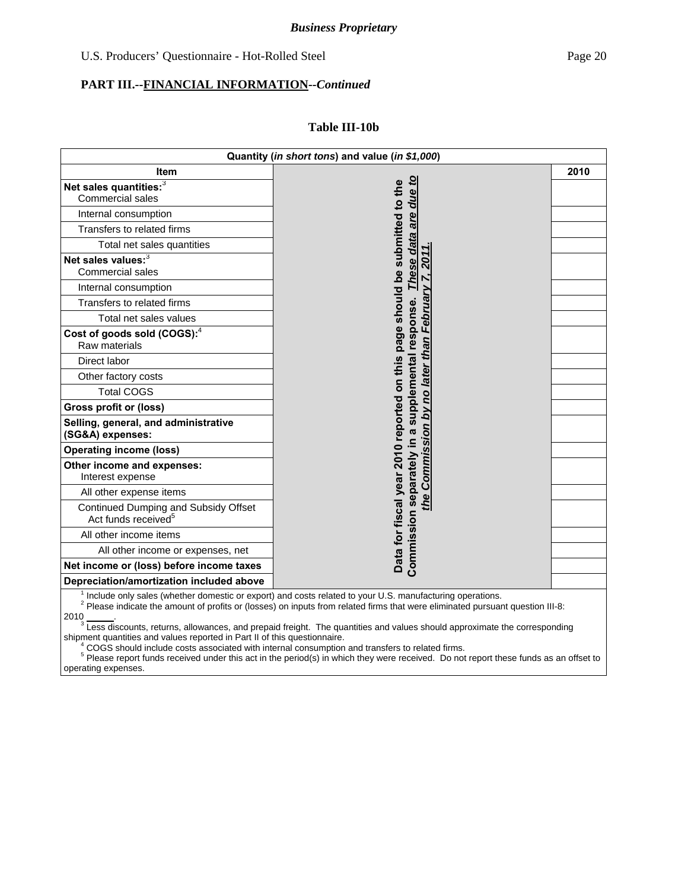*Business Proprietary*

**PART III.--FINANCIAL INFORMATION--*Continued***

**Table III-10b**

| Quantity (*in short tons*) and value (*in $1,000*) | | |
|---|---|---|
| **Item** | | **2010** |
| **Net sales quantities:**[3] Commercial sales | **Data for fiscal year 2010 reported on this page should be submitted to the Commission separately in a supplemental response.** ***These data are due to the Commission by no later than February 7, 2011.*** | |
| Internal consumption | | |
| Transfers to related firms | | |
| Total net sales quantities | | |
| **Net sales values:**[3] Commercial sales | | |
| Internal consumption | | |
| Transfers to related firms | | |
| Total net sales values | | |
| **Cost of goods sold (COGS):**[4] Raw materials | | |
| Direct labor | | |
| Other factory costs | | |
| Total COGS | | |
| **Gross profit or (loss)** | | |
| **Selling, general, and administrative (SG&A) expenses:** | | |
| **Operating income (loss)** | | |
| **Other income and expenses:** Interest expense | | |
| All other expense items | | |
| Continued Dumping and Subsidy Offset Act funds received[5] | | |
| All other income items | | |
| All other income or expenses, net | | |
| **Net income or (loss) before income taxes** | | |
| **Depreciation/amortization included above** | | |

[1] Include only sales (whether domestic or export) and costs related to your U.S. manufacturing operations.
[2] Please indicate the amount of profits or (losses) on inputs from related firms that were eliminated pursuant question III-8: 2010 ______.
[3] Less discounts, returns, allowances, and prepaid freight. The quantities and values should approximate the corresponding shipment quantities and values reported in Part II of this questionnaire.
[4] COGS should include costs associated with internal consumption and transfers to related firms.
[5] Please report funds received under this act in the period(s) in which they were received. Do not report these funds as an offset to operating expenses.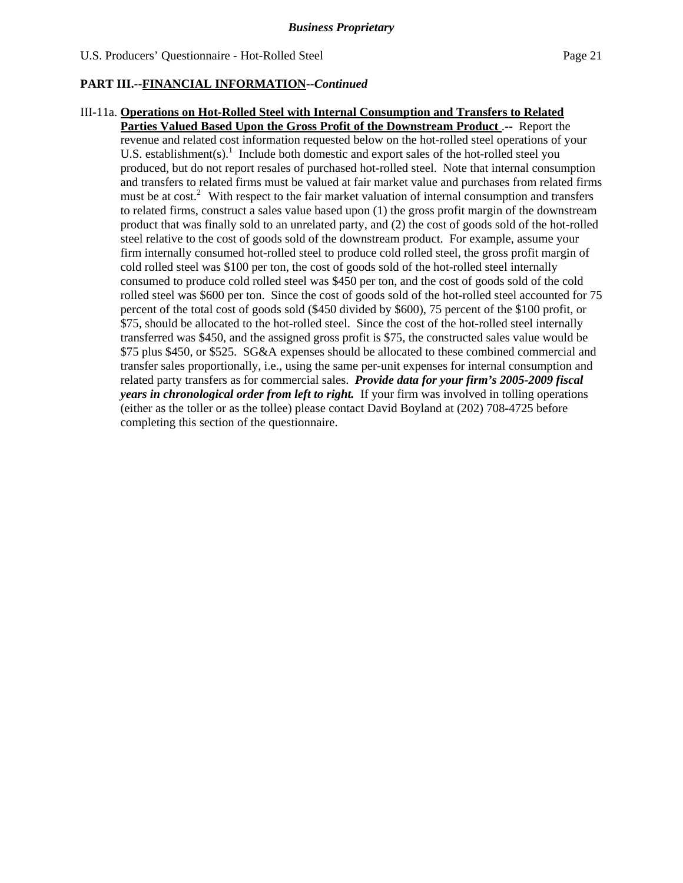**PART III.--FINANCIAL INFORMATION--*Continued***

III-11a. **Operations on Hot-Rolled Steel with Internal Consumption and Transfers to Related Parties Valued Based Upon the Gross Profit of the Downstream Product** .-- Report the revenue and related cost information requested below on the hot-rolled steel operations of your U.S. establishment(s).[1] Include both domestic and export sales of the hot-rolled steel you produced, but do not report resales of purchased hot-rolled steel. Note that internal consumption and transfers to related firms must be valued at fair market value and purchases from related firms must be at cost.[2] With respect to the fair market valuation of internal consumption and transfers to related firms, construct a sales value based upon (1) the gross profit margin of the downstream product that was finally sold to an unrelated party, and (2) the cost of goods sold of the hot-rolled steel relative to the cost of goods sold of the downstream product. For example, assume your firm internally consumed hot-rolled steel to produce cold rolled steel, the gross profit margin of cold rolled steel was $100 per ton, the cost of goods sold of the hot-rolled steel internally consumed to produce cold rolled steel was $450 per ton, and the cost of goods sold of the cold rolled steel was $600 per ton. Since the cost of goods sold of the hot-rolled steel accounted for 75 percent of the total cost of goods sold ($450 divided by $600), 75 percent of the $100 profit, or $75, should be allocated to the hot-rolled steel. Since the cost of the hot-rolled steel internally transferred was $450, and the assigned gross profit is $75, the constructed sales value would be $75 plus $450, or $525. SG&A expenses should be allocated to these combined commercial and transfer sales proportionally, i.e., using the same per-unit expenses for internal consumption and related party transfers as for commercial sales. ***Provide data for your firm's 2005-2009 fiscal years in chronological order from left to right.*** If your firm was involved in tolling operations (either as the toller or as the tollee) please contact David Boyland at (202) 708-4725 before completing this section of the questionnaire.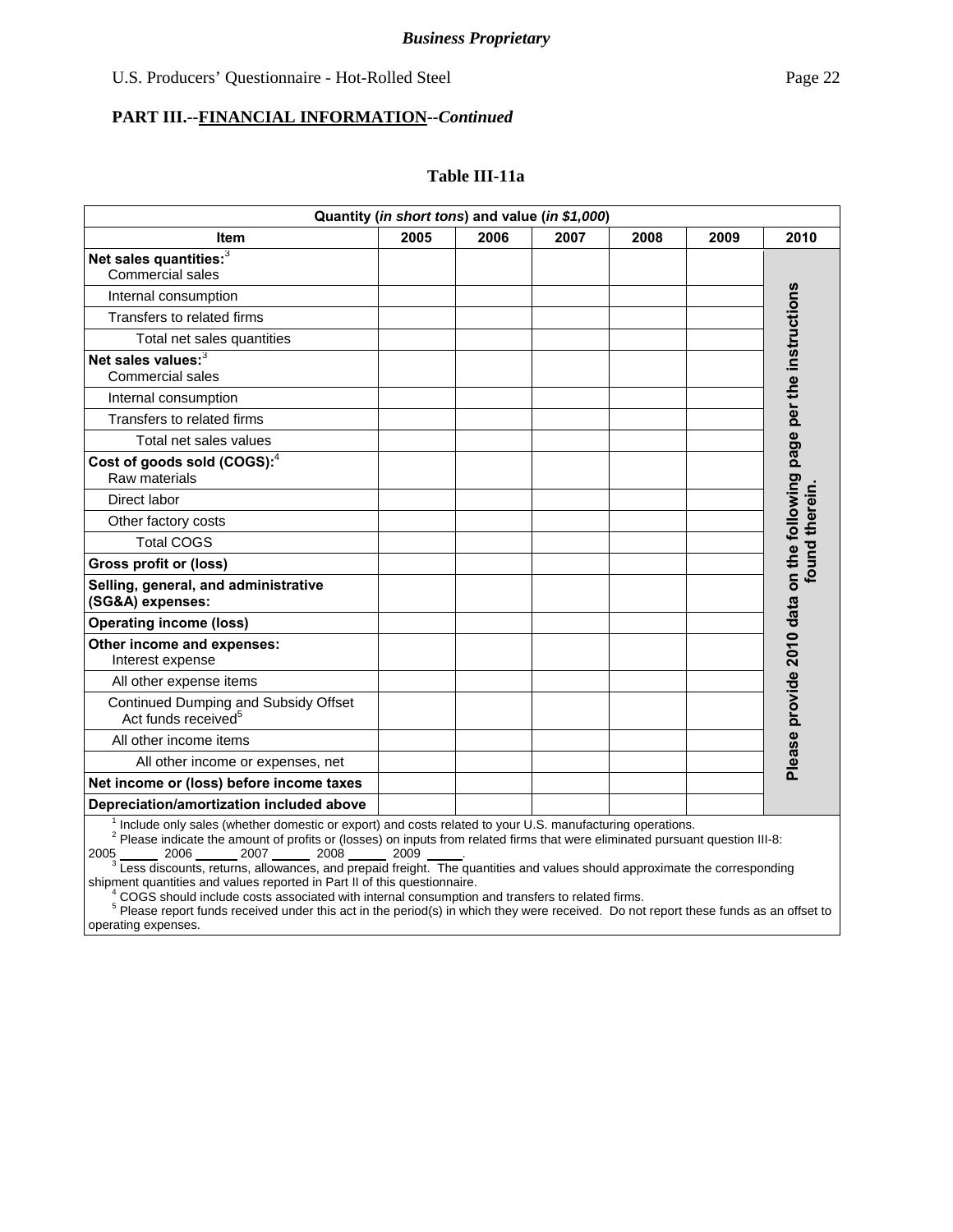*Business Proprietary*

U.S. Producers' Questionnaire - Hot-Rolled Steel

**PART III.--FINANCIAL INFORMATION--*Continued***

**Table III-11a**

| Quantity (*in short tons*) and value (*in $1,000*) | | | | | | |
|---|---|---|---|---|---|---|
| **Item** | **2005** | **2006** | **2007** | **2008** | **2009** | **2010** |
| **Net sales quantities:**[3] Commercial sales | | | | | | **Please provide 2010 data on the following page per the instructions found therein.** |
| Internal consumption | | | | | | |
| Transfers to related firms | | | | | | |
| Total net sales quantities | | | | | | |
| **Net sales values:**[3] Commercial sales | | | | | | |
| Internal consumption | | | | | | |
| Transfers to related firms | | | | | | |
| Total net sales values | | | | | | |
| **Cost of goods sold (COGS):**[4] Raw materials | | | | | | |
| Direct labor | | | | | | |
| Other factory costs | | | | | | |
| Total COGS | | | | | | |
| **Gross profit or (loss)** | | | | | | |
| **Selling, general, and administrative (SG&A) expenses:** | | | | | | |
| **Operating income (loss)** | | | | | | |
| **Other income and expenses:** Interest expense | | | | | | |
| All other expense items | | | | | | |
| Continued Dumping and Subsidy Offset Act funds received[5] | | | | | | |
| All other income items | | | | | | |
| All other income or expenses, net | | | | | | |
| **Net income or (loss) before income taxes** | | | | | | |
| **Depreciation/amortization included above** | | | | | | |

[1] Include only sales (whether domestic or export) and costs related to your U.S. manufacturing operations.
[2] Please indicate the amount of profits or (losses) on inputs from related firms that were eliminated pursuant question III-8: 2005 _____ 2006 _____ 2007 _____ 2008 _____ 2009 _____.
[3] Less discounts, returns, allowances, and prepaid freight. The quantities and values should approximate the corresponding shipment quantities and values reported in Part II of this questionnaire.
[4] COGS should include costs associated with internal consumption and transfers to related firms.
[5] Please report funds received under this act in the period(s) in which they were received. Do not report these funds as an offset to operating expenses.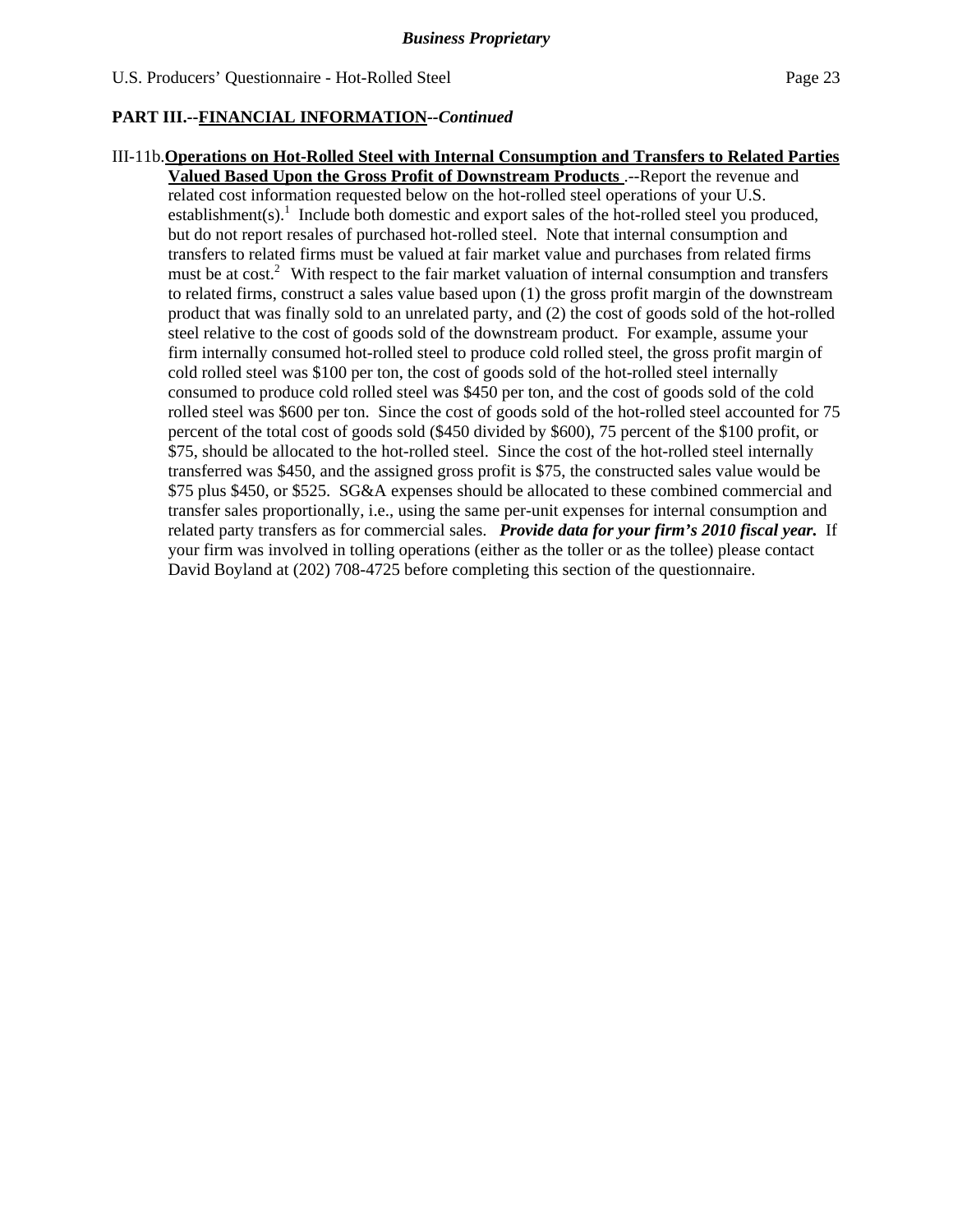**PART III.--FINANCIAL INFORMATION--*Continued***

III-11b. **Operations on Hot-Rolled Steel with Internal Consumption and Transfers to Related Parties Valued Based Upon the Gross Profit of Downstream Products** .--Report the revenue and related cost information requested below on the hot-rolled steel operations of your U.S. establishment(s).[1] Include both domestic and export sales of the hot-rolled steel you produced, but do not report resales of purchased hot-rolled steel. Note that internal consumption and transfers to related firms must be valued at fair market value and purchases from related firms must be at cost.[2] With respect to the fair market valuation of internal consumption and transfers to related firms, construct a sales value based upon (1) the gross profit margin of the downstream product that was finally sold to an unrelated party, and (2) the cost of goods sold of the hot-rolled steel relative to the cost of goods sold of the downstream product. For example, assume your firm internally consumed hot-rolled steel to produce cold rolled steel, the gross profit margin of cold rolled steel was $100 per ton, the cost of goods sold of the hot-rolled steel internally consumed to produce cold rolled steel was $450 per ton, and the cost of goods sold of the cold rolled steel was $600 per ton. Since the cost of goods sold of the hot-rolled steel accounted for 75 percent of the total cost of goods sold ($450 divided by $600), 75 percent of the $100 profit, or $75, should be allocated to the hot-rolled steel. Since the cost of the hot-rolled steel internally transferred was $450, and the assigned gross profit is $75, the constructed sales value would be $75 plus $450, or $525. SG&A expenses should be allocated to these combined commercial and transfer sales proportionally, i.e., using the same per-unit expenses for internal consumption and related party transfers as for commercial sales. ***Provide data for your firm's 2010 fiscal year.*** If your firm was involved in tolling operations (either as the toller or as the tollee) please contact David Boyland at (202) 708-4725 before completing this section of the questionnaire.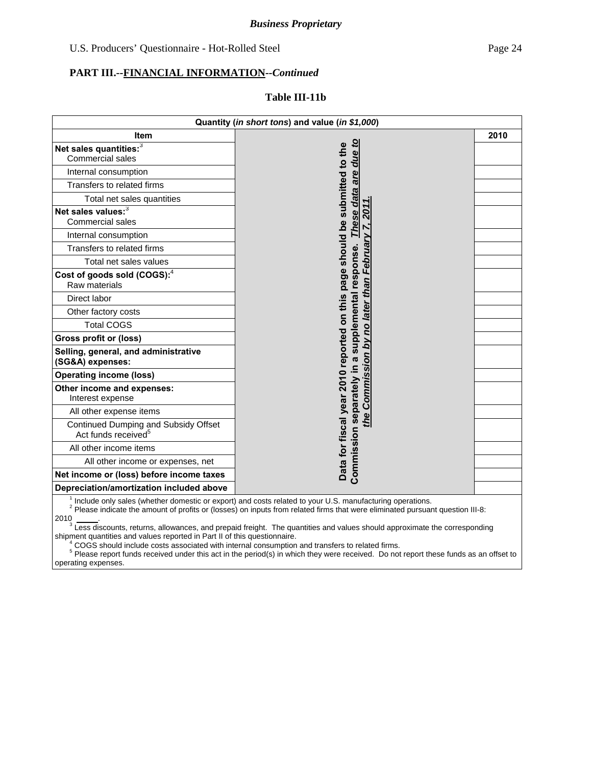***Business Proprietary***

U.S. Producers' Questionnaire - Hot-Rolled Steel

**PART III.--FINANCIAL INFORMATION--*Continued***

**Table III-11b**

| Quantity (*in short tons*) and value (*in $1,000*) | | |
|---|---|---|
| **Item** | | **2010** |
| **Net sales quantities:**[3] Commercial sales | Data for fiscal year 2010 reported on this page should be submited to the Commission separately in a supplemental response. ***These data are due to the Commission by no later than February 7, 2011.*** | |
| Internal consumption | | |
| Transfers to related firms | | |
| Total net sales quantities | | |
| **Net sales values:**[3] Commercial sales | | |
| Internal consumption | | |
| Transfers to related firms | | |
| Total net sales values | | |
| **Cost of goods sold (COGS):**[4] Raw materials | | |
| Direct labor | | |
| Other factory costs | | |
| Total COGS | | |
| **Gross profit or (loss)** | | |
| **Selling, general, and administrative (SG&A) expenses:** | | |
| **Operating income (loss)** | | |
| **Other income and expenses:** Interest expense | | |
| All other expense items | | |
| Continued Dumping and Subsidy Offset Act funds received[5] | | |
| All other income items | | |
| All other income or expenses, net | | |
| **Net income or (loss) before income taxes** | | |
| **Depreciation/amortization included above** | | |

[1] Include only sales (whether domestic or export) and costs related to your U.S. manufacturing operations.
[2] Please indicate the amount of profits or (losses) on inputs from related firms that were eliminated pursuant question III-8: 2010 _____.
[3] Less discounts, returns, allowances, and prepaid freight. The quantities and values should approximate the corresponding shipment quantities and values reported in Part II of this questionnaire.
[4] COGS should include costs associated with internal consumption and transfers to related firms.
[5] Please report funds received under this act in the period(s) in which they were received. Do not report these funds as an offset to operating expenses.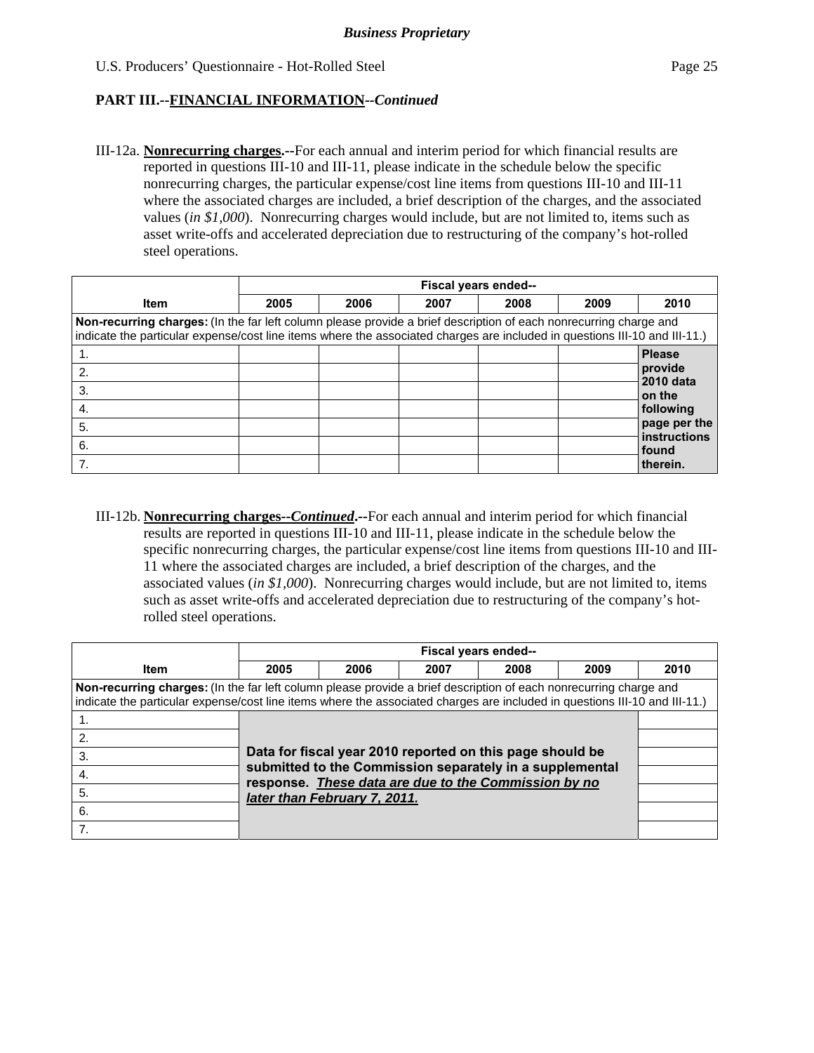**Business Proprietary**

## PART III.--FINANCIAL INFORMATION--*Continued*

III-12a. **Nonrecurring charges.--**For each annual and interim period for which financial results are reported in questions III-10 and III-11, please indicate in the schedule below the specific nonrecurring charges, the particular expense/cost line items from questions III-10 and III-11 where the associated charges are included, a brief description of the charges, and the associated values (*in $1,000*). Nonrecurring charges would include, but are not limited to, items such as asset write-offs and accelerated depreciation due to restructuring of the company's hot-rolled steel operations.

| | Fiscal years ended-- | | | | | |
|---|---|---|---|---|---|---|
| **Item** | **2005** | **2006** | **2007** | **2008** | **2009** | **2010** |
| **Non-recurring charges:** (In the far left column please provide a brief description of each nonrecurring charge and indicate the particular expense/cost line items where the associated charges are included in questions III-10 and III-11.) | | | | | | |
| 1. | | | | | | **Please provide 2010 data on the following page per the instructions found therein.** |
| 2. | | | | | | |
| 3. | | | | | | |
| 4. | | | | | | |
| 5. | | | | | | |
| 6. | | | | | | |
| 7. | | | | | | |

III-12b. **Nonrecurring charges--*Continued*.--**For each annual and interim period for which financial results are reported in questions III-10 and III-11, please indicate in the schedule below the specific nonrecurring charges, the particular expense/cost line items from questions III-10 and III-11 where the associated charges are included, a brief description of the charges, and the associated values (*in $1,000*). Nonrecurring charges would include, but are not limited to, items such as asset write-offs and accelerated depreciation due to restructuring of the company's hot-rolled steel operations.

| | Fiscal years ended-- | | | | | |
|---|---|---|---|---|---|---|
| **Item** | **2005** | **2006** | **2007** | **2008** | **2009** | **2010** |
| **Non-recurring charges:** (In the far left column please provide a brief description of each nonrecurring charge and indicate the particular expense/cost line items where the associated charges are included in questions III-10 and III-11.) | | | | | | |
| 1. | **Data for fiscal year 2010 reported on this page should be submitted to the Commission separately in a supplemental response. *These data are due to the Commission by no later than February 7, 2011.*** | | | | | |
| 2. | | | | | | |
| 3. | | | | | | |
| 4. | | | | | | |
| 5. | | | | | | |
| 6. | | | | | | |
| 7. | | | | | | |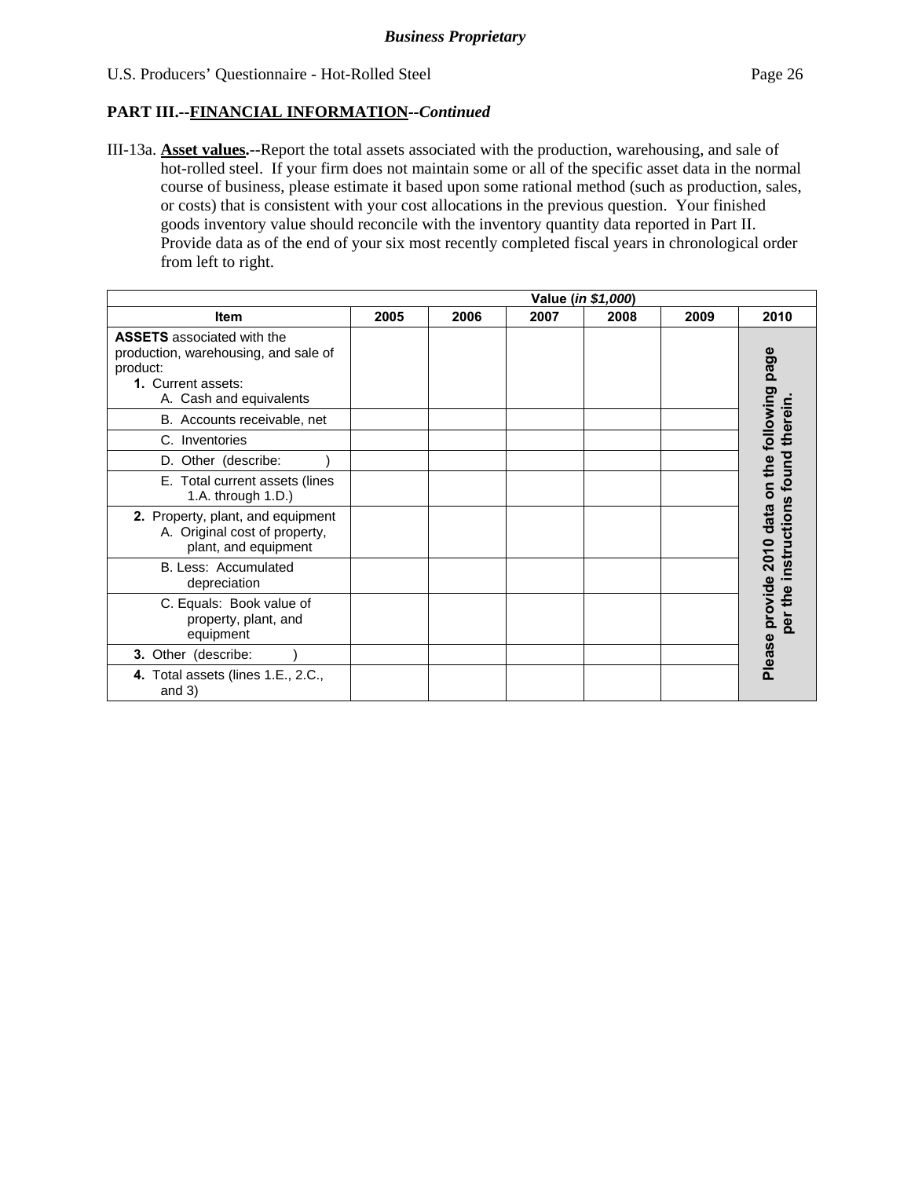*Business Proprietary*

## PART III.--FINANCIAL INFORMATION--*Continued*

III-13a. **Asset values.--**Report the total assets associated with the production, warehousing, and sale of hot-rolled steel. If your firm does not maintain some or all of the specific asset data in the normal course of business, please estimate it based upon some rational method (such as production, sales, or costs) that is consistent with your cost allocations in the previous question. Your finished goods inventory value should reconcile with the inventory quantity data reported in Part II. Provide data as of the end of your six most recently completed fiscal years in chronological order from left to right.

| | Value (*in $1,000*) | | | | | |
|---|---|---|---|---|---|---|
| **Item** | **2005** | **2006** | **2007** | **2008** | **2009** | **2010** |
| **ASSETS** associated with the production, warehousing, and sale of product: **1.** Current assets: A. Cash and equivalents | | | | | | **Please provide 2010 data on the following page per the instructions found therein.** |
| B. Accounts receivable, net | | | | | | |
| C. Inventories | | | | | | |
| D. Other (describe: ) | | | | | | |
| E. Total current assets (lines 1.A. through 1.D.) | | | | | | |
| **2.** Property, plant, and equipment A. Original cost of property, plant, and equipment | | | | | | |
| B. Less: Accumulated depreciation | | | | | | |
| C. Equals: Book value of property, plant, and equipment | | | | | | |
| **3.** Other (describe: ) | | | | | | |
| **4.** Total assets (lines 1.E., 2.C., and 3) | | | | | | |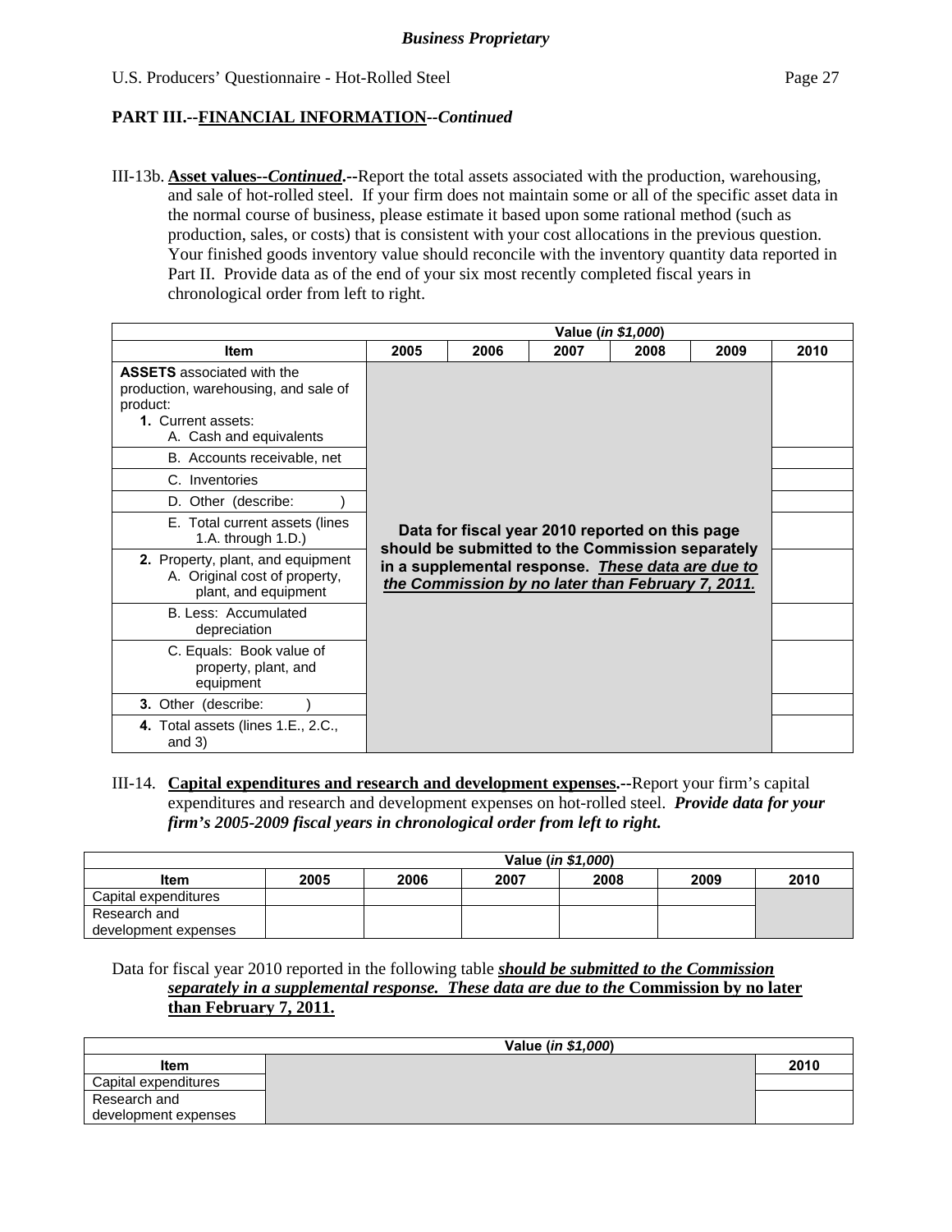***Business Proprietary***

**PART III.--FINANCIAL INFORMATION--*Continued***

III-13b. **Asset values--*Continued*.--**Report the total assets associated with the production, warehousing, and sale of hot-rolled steel. If your firm does not maintain some or all of the specific asset data in the normal course of business, please estimate it based upon some rational method (such as production, sales, or costs) that is consistent with your cost allocations in the previous question. Your finished goods inventory value should reconcile with the inventory quantity data reported in Part II. Provide data as of the end of your six most recently completed fiscal years in chronological order from left to right.

| | Value (*in $1,000*) | | | | | |
|---|---|---|---|---|---|---|
| **Item** | **2005** | **2006** | **2007** | **2008** | **2009** | **2010** |
| **ASSETS** associated with the production, warehousing, and sale of product:<br>**1.** Current assets:<br>A. Cash and equivalents | **Data for fiscal year 2010 reported on this page should be submitted to the Commission separately in a supplemental response. *These data are due to the Commission by no later than February 7, 2011.*** | | | | | |
| B. Accounts receivable, net | | | | | | |
| C. Inventories | | | | | | |
| D. Other (describe: ) | | | | | | |
| E. Total current assets (lines 1.A. through 1.D.) | | | | | | |
| **2.** Property, plant, and equipment<br>A. Original cost of property, plant, and equipment | | | | | | |
| B. Less: Accumulated depreciation | | | | | | |
| C. Equals: Book value of property, plant, and equipment | | | | | | |
| **3.** Other (describe: ) | | | | | | |
| **4.** Total assets (lines 1.E., 2.C., and 3) | | | | | | |

III-14. **Capital expenditures and research and development expenses.--**Report your firm's capital expenditures and research and development expenses on hot-rolled steel. ***Provide data for your firm's 2005-2009 fiscal years in chronological order from left to right.***

| | Value (*in $1,000*) | | | | | |
|---|---|---|---|---|---|---|
| **Item** | **2005** | **2006** | **2007** | **2008** | **2009** | **2010** |
| Capital expenditures | | | | | | |
| Research and development expenses | | | | | | |

Data for fiscal year 2010 reported in the following table ***should be submitted to the Commission separately in a supplemental response. These data are due to the* Commission by no later than February 7, 2011.**

| | Value (*in $1,000*) | |
|---|---|---|
| **Item** | | **2010** |
| Capital expenditures | | |
| Research and development expenses | | |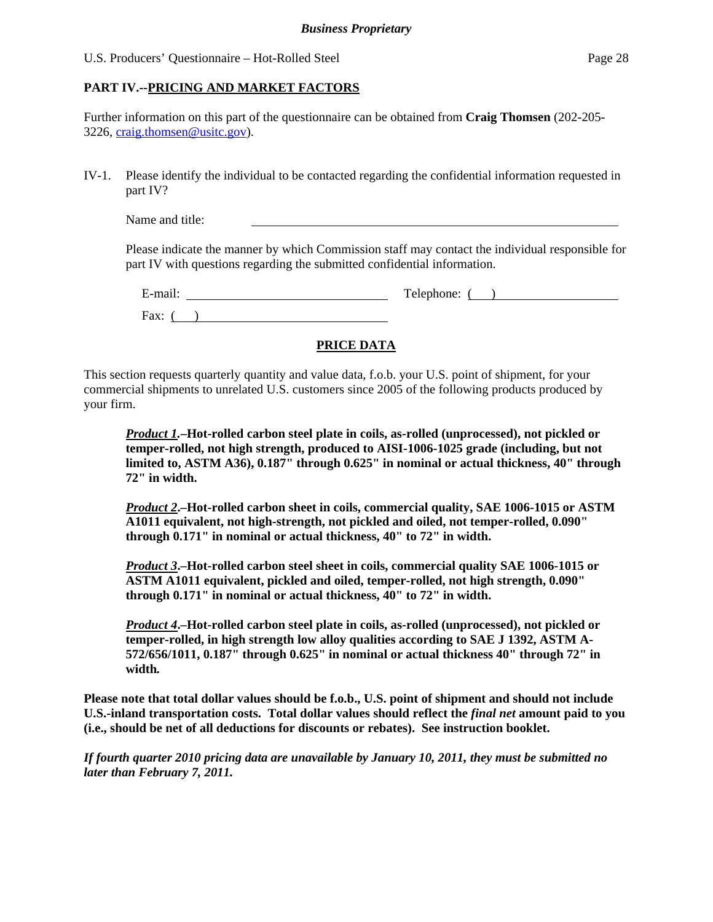## PART IV.--PRICING AND MARKET FACTORS

Further information on this part of the questionnaire can be obtained from **Craig Thomsen** (202-205-3226, craig.thomsen@usitc.gov).

IV-1. Please identify the individual to be contacted regarding the confidential information requested in part IV?

Name and title: ______________________________

Please indicate the manner by which Commission staff may contact the individual responsible for part IV with questions regarding the submitted confidential information.

E-mail: ______________________ Telephone: ( ) ______________________

Fax: ( ) ______________________

### PRICE DATA

This section requests quarterly quantity and value data, f.o.b. your U.S. point of shipment, for your commercial shipments to unrelated U.S. customers since 2005 of the following products produced by your firm.

***Product 1*.–Hot-rolled carbon steel plate in coils, as-rolled (unprocessed), not pickled or temper-rolled, not high strength, produced to AISI-1006-1025 grade (including, but not limited to, ASTM A36), 0.187" through 0.625" in nominal or actual thickness, 40" through 72" in width.**

***Product 2*.–Hot-rolled carbon sheet in coils, commercial quality, SAE 1006-1015 or ASTM A1011 equivalent, not high-strength, not pickled and oiled, not temper-rolled, 0.090" through 0.171" in nominal or actual thickness, 40" to 72" in width.**

***Product 3*.–Hot-rolled carbon steel sheet in coils, commercial quality SAE 1006-1015 or ASTM A1011 equivalent, pickled and oiled, temper-rolled, not high strength, 0.090" through 0.171" in nominal or actual thickness, 40" to 72" in width.**

***Product 4*.–Hot-rolled carbon steel plate in coils, as-rolled (unprocessed), not pickled or temper-rolled, in high strength low alloy qualities according to SAE J 1392, ASTM A-572/656/1011, 0.187" through 0.625" in nominal or actual thickness 40" through 72" in width.**

**Please note that total dollar values should be f.o.b., U.S. point of shipment and should not include U.S.-inland transportation costs. Total dollar values should reflect the *final net* amount paid to you (i.e., should be net of all deductions for discounts or rebates). See instruction booklet.**

***If fourth quarter 2010 pricing data are unavailable by January 10, 2011, they must be submitted no later than February 7, 2011.***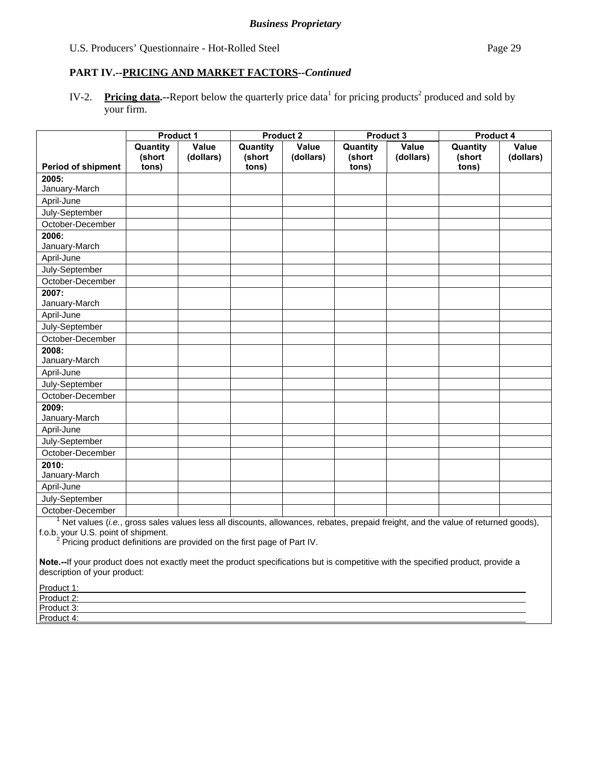*Business Proprietary*

## PART IV.--PRICING AND MARKET FACTORS--*Continued*

IV-2. **Pricing data.--**Report below the quarterly price data[1] for pricing products[2] produced and sold by your firm.

| Period of shipment | Product 1 | | Product 2 | | Product 3 | | Product 4 | |
|---|---|---|---|---|---|---|---|---|
| | Quantity (short tons) | Value (dollars) | Quantity (short tons) | Value (dollars) | Quantity (short tons) | Value (dollars) | Quantity (short tons) | Value (dollars) |
| **2005:** January-March | | | | | | | | |
| April-June | | | | | | | | |
| July-September | | | | | | | | |
| October-December | | | | | | | | |
| **2006:** January-March | | | | | | | | |
| April-June | | | | | | | | |
| July-September | | | | | | | | |
| October-December | | | | | | | | |
| **2007:** January-March | | | | | | | | |
| April-June | | | | | | | | |
| July-September | | | | | | | | |
| October-December | | | | | | | | |
| **2008:** January-March | | | | | | | | |
| April-June | | | | | | | | |
| July-September | | | | | | | | |
| October-December | | | | | | | | |
| **2009:** January-March | | | | | | | | |
| April-June | | | | | | | | |
| July-September | | | | | | | | |
| October-December | | | | | | | | |
| **2010:** January-March | | | | | | | | |
| April-June | | | | | | | | |
| July-September | | | | | | | | |
| October-December | | | | | | | | |

[1] Net values (*i.e.*, gross sales values less all discounts, allowances, rebates, prepaid freight, and the value of returned goods), f.o.b. your U.S. point of shipment.

[2] Pricing product definitions are provided on the first page of Part IV.

**Note.--**If your product does not exactly meet the product specifications but is competitive with the specified product, provide a description of your product:

Product 1: \_\_\_\_\_\_\_\_\_\_\_\_\_\_\_\_\_\_\_\_\_\_\_\_\_\_\_\_

Product 2: \_\_\_\_\_\_\_\_\_\_\_\_\_\_\_\_\_\_\_\_\_\_\_\_\_\_\_\_

Product 3: \_\_\_\_\_\_\_\_\_\_\_\_\_\_\_\_\_\_\_\_\_\_\_\_\_\_\_\_

Product 4: \_\_\_\_\_\_\_\_\_\_\_\_\_\_\_\_\_\_\_\_\_\_\_\_\_\_\_\_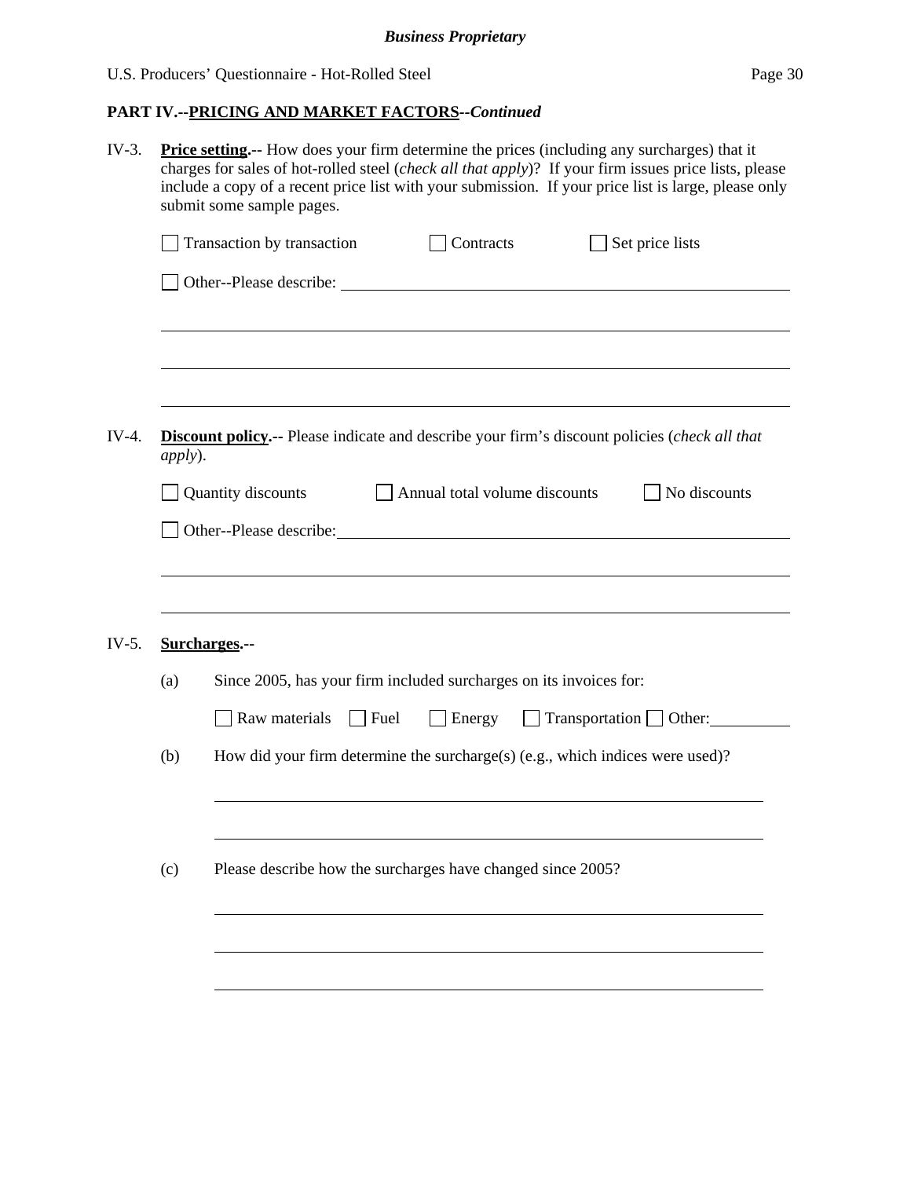**PART IV.--PRICING AND MARKET FACTORS--*Continued***

IV-3. **Price setting.--** How does your firm determine the prices (including any surcharges) that it charges for sales of hot-rolled steel (*check all that apply*)? If your firm issues price lists, please include a copy of a recent price list with your submission. If your price list is large, please only submit some sample pages.

☐ Transaction by transaction ☐ Contracts ☐ Set price lists

☐ Other--Please describe: ______________________________________________

______________________________________________________________________

______________________________________________________________________

______________________________________________________________________

IV-4. **Discount policy.--** Please indicate and describe your firm's discount policies (*check all that apply*).

☐ Quantity discounts ☐ Annual total volume discounts ☐ No discounts

☐ Other--Please describe: ______________________________________________

______________________________________________________________________

______________________________________________________________________

IV-5. **Surcharges.--**

(a) Since 2005, has your firm included surcharges on its invoices for:

☐ Raw materials ☐ Fuel ☐ Energy ☐ Transportation ☐ Other: __________

(b) How did your firm determine the surcharge(s) (e.g., which indices were used)?

______________________________________________________________________

______________________________________________________________________

(c) Please describe how the surcharges have changed since 2005?

______________________________________________________________________

______________________________________________________________________

______________________________________________________________________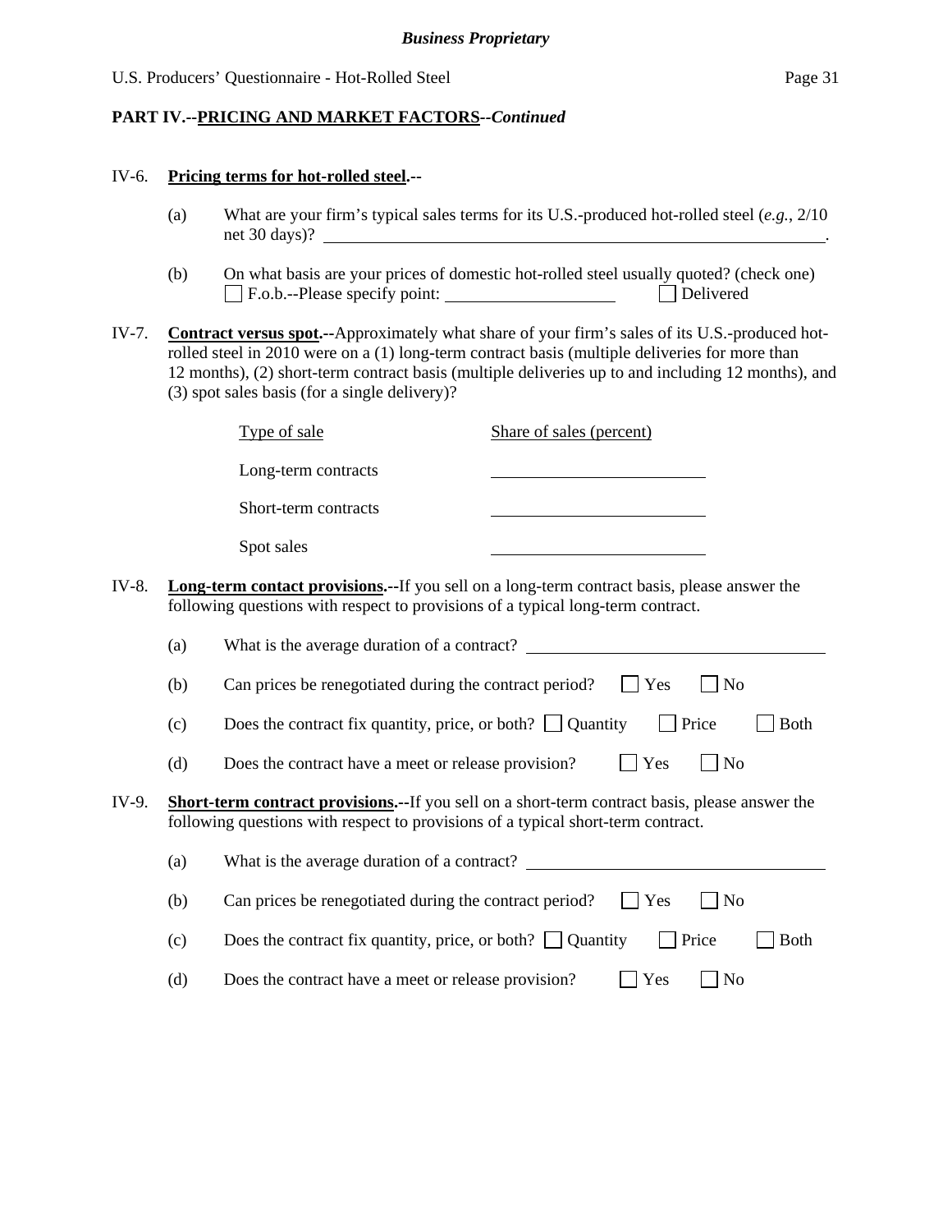## PART IV.--PRICING AND MARKET FACTORS--*Continued*

IV-6. **Pricing terms for hot-rolled steel.--**

(a) What are your firm's typical sales terms for its U.S.-produced hot-rolled steel (*e.g.*, 2/10 net 30 days)? ______________________________.

(b) On what basis are your prices of domestic hot-rolled steel usually quoted? (check one)
☐ F.o.b.--Please specify point: ____________________ ☐ Delivered

IV-7. **Contract versus spot.--**Approximately what share of your firm's sales of its U.S.-produced hot-rolled steel in 2010 were on a (1) long-term contract basis (multiple deliveries for more than 12 months), (2) short-term contract basis (multiple deliveries up to and including 12 months), and (3) spot sales basis (for a single delivery)?

| Type of sale | Share of sales (percent) |
|---|---|
| Long-term contracts | |
| Short-term contracts | |
| Spot sales | |

IV-8. **Long-term contact provisions.--**If you sell on a long-term contract basis, please answer the following questions with respect to provisions of a typical long-term contract.

(a) What is the average duration of a contract? ______________________

(b) Can prices be renegotiated during the contract period? ☐ Yes ☐ No

(c) Does the contract fix quantity, price, or both? ☐ Quantity ☐ Price ☐ Both

(d) Does the contract have a meet or release provision? ☐ Yes ☐ No

IV-9. **Short-term contract provisions.--**If you sell on a short-term contract basis, please answer the following questions with respect to provisions of a typical short-term contract.

(a) What is the average duration of a contract? ______________________

(b) Can prices be renegotiated during the contract period? ☐ Yes ☐ No

(c) Does the contract fix quantity, price, or both? ☐ Quantity ☐ Price ☐ Both

(d) Does the contract have a meet or release provision? ☐ Yes ☐ No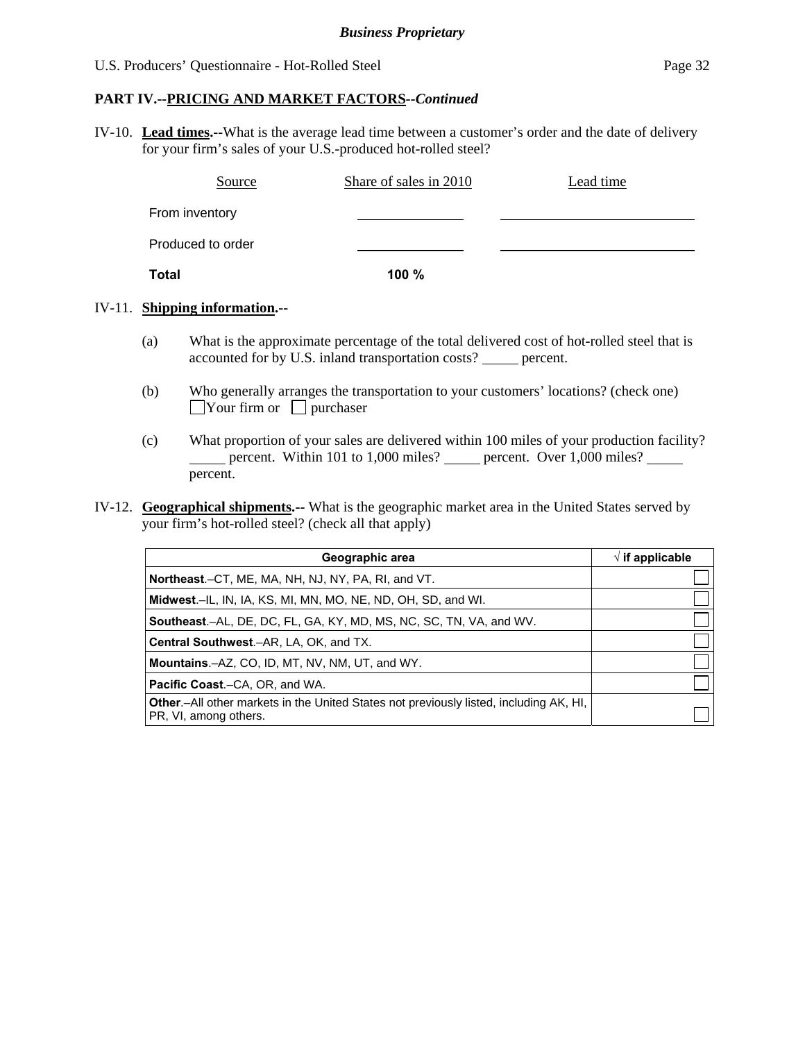**PART IV.--PRICING AND MARKET FACTORS--*Continued***

IV-10. **Lead times.--**What is the average lead time between a customer's order and the date of delivery for your firm's sales of your U.S.-produced hot-rolled steel?

| Source | Share of sales in 2010 | Lead time |
|---|---|---|
| From inventory | ______ | ______ |
| Produced to order | ______ | ______ |
| **Total** | **100 %** | |

IV-11. **Shipping information.--**

(a) What is the approximate percentage of the total delivered cost of hot-rolled steel that is accounted for by U.S. inland transportation costs? _____ percent.

(b) Who generally arranges the transportation to your customers' locations? (check one)
☐ Your firm or ☐ purchaser

(c) What proportion of your sales are delivered within 100 miles of your production facility? _____ percent. Within 101 to 1,000 miles? _____ percent. Over 1,000 miles? _____ percent.

IV-12. **Geographical shipments.--** What is the geographic market area in the United States served by your firm's hot-rolled steel? (check all that apply)

| Geographic area | √ if applicable |
|---|---|
| **Northeast**.–CT, ME, MA, NH, NJ, NY, PA, RI, and VT. | ☐ |
| **Midwest**.–IL, IN, IA, KS, MI, MN, MO, NE, ND, OH, SD, and WI. | ☐ |
| **Southeast**.–AL, DE, DC, FL, GA, KY, MD, MS, NC, SC, TN, VA, and WV. | ☐ |
| **Central Southwest**.–AR, LA, OK, and TX. | ☐ |
| **Mountains**.–AZ, CO, ID, MT, NV, NM, UT, and WY. | ☐ |
| **Pacific Coast**.–CA, OR, and WA. | ☐ |
| **Other**.–All other markets in the United States not previously listed, including AK, HI, PR, VI, among others. | ☐ |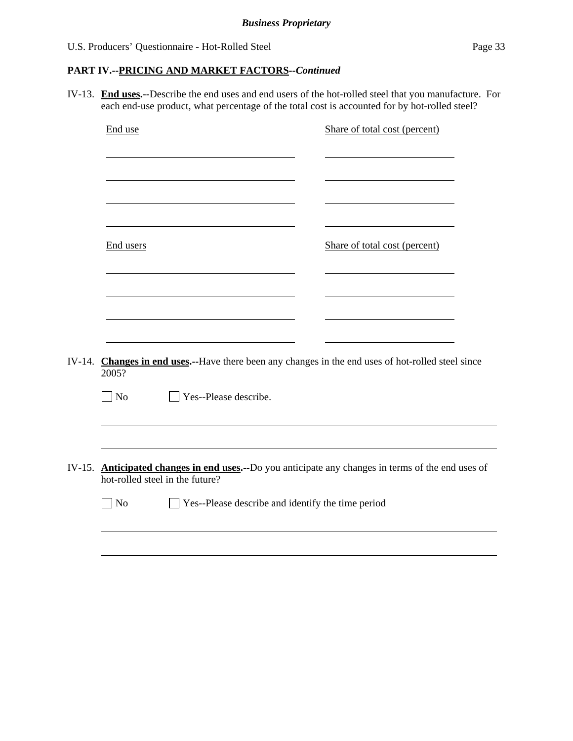*Business Proprietary*

**PART IV.--PRICING AND MARKET FACTORS--*Continued***

IV-13. **End uses.--**Describe the end uses and end users of the hot-rolled steel that you manufacture. For each end-use product, what percentage of the total cost is accounted for by hot-rolled steel?

| End use | Share of total cost (percent) |
|---|---|
| | |
| | |
| | |
| | |

| End users | Share of total cost (percent) |
|---|---|
| | |
| | |
| | |
| | |

IV-14. **Changes in end uses.--**Have there been any changes in the end uses of hot-rolled steel since 2005?

☐ No ☐ Yes--Please describe.

______________________________________________________________________

______________________________________________________________________

IV-15. **Anticipated changes in end uses.--**Do you anticipate any changes in terms of the end uses of hot-rolled steel in the future?

☐ No ☐ Yes--Please describe and identify the time period

______________________________________________________________________

______________________________________________________________________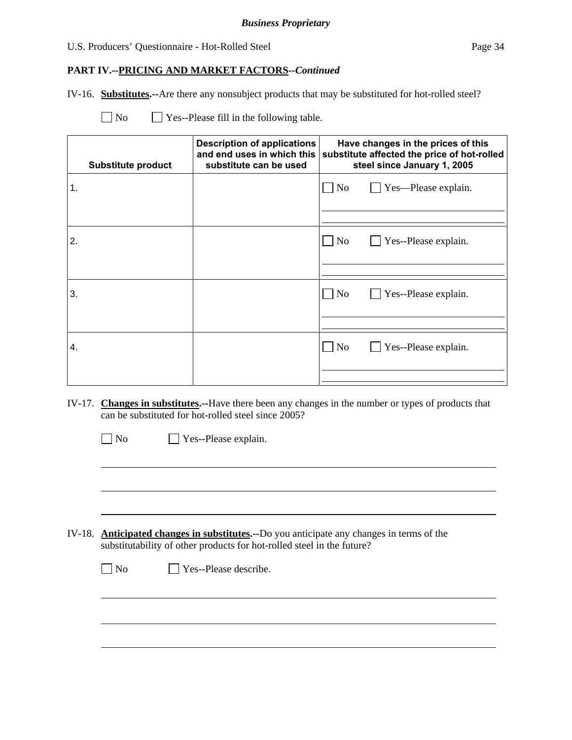**PART IV.--PRICING AND MARKET FACTORS--*Continued***

IV-16. **Substitutes.--**Are there any nonsubject products that may be substituted for hot-rolled steel?

☐ No ☐ Yes--Please fill in the following table.

| Substitute product | Description of applications and end uses in which this substitute can be used | Have changes in the prices of this substitute affected the price of hot-rolled steel since January 1, 2005 |
|---|---|---|
| 1. | | ☐ No ☐ Yes—Please explain. |
| 2. | | ☐ No ☐ Yes--Please explain. |
| 3. | | ☐ No ☐ Yes--Please explain. |
| 4. | | ☐ No ☐ Yes--Please explain. |

IV-17. **Changes in substitutes.--**Have there been any changes in the number or types of products that can be substituted for hot-rolled steel since 2005?

☐ No ☐ Yes--Please explain.

IV-18. **Anticipated changes in substitutes.--**Do you anticipate any changes in terms of the substitutability of other products for hot-rolled steel in the future?

☐ No ☐ Yes--Please describe.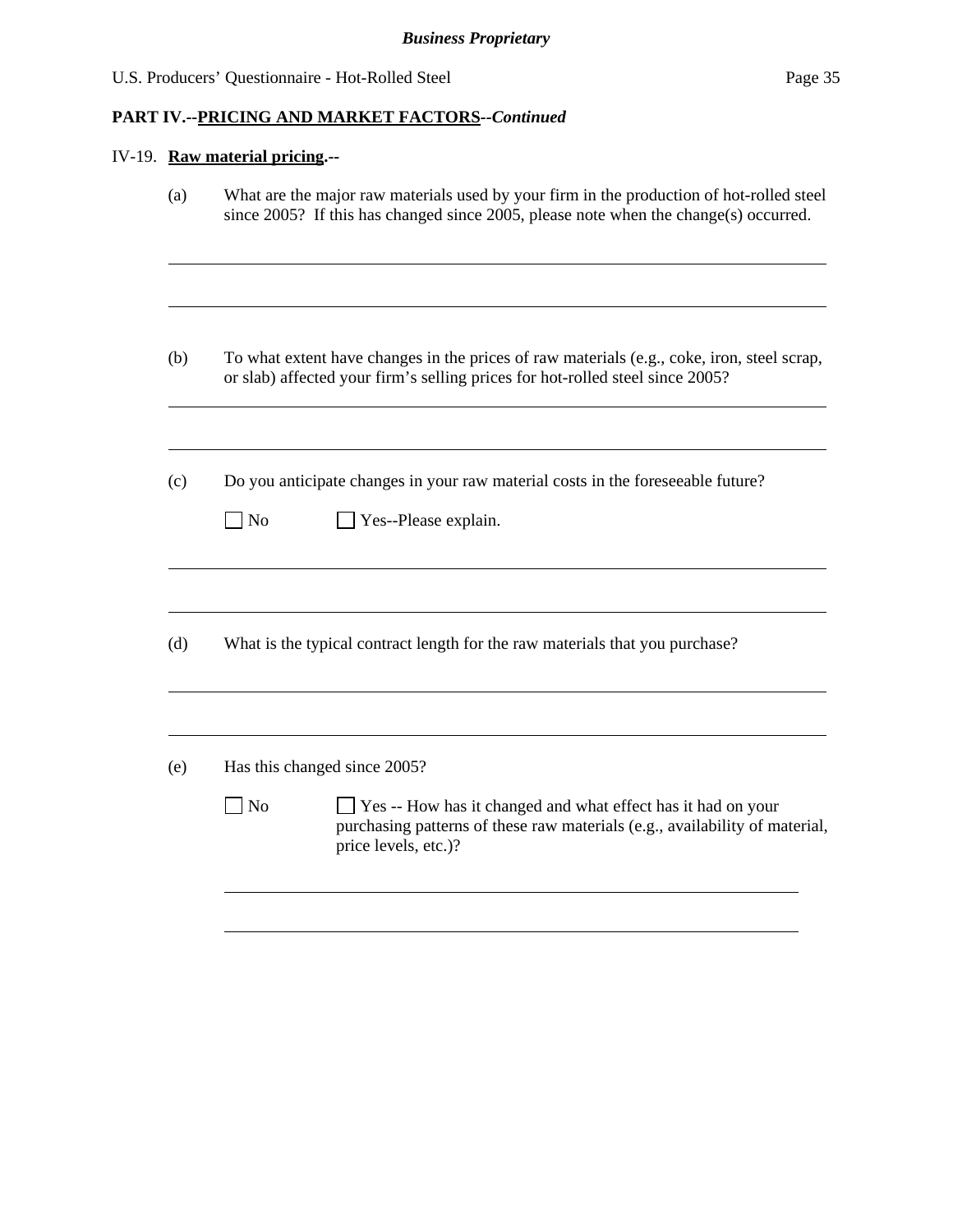**PART IV.--PRICING AND MARKET FACTORS--*Continued***

IV-19. **Raw material pricing.--**

(a) What are the major raw materials used by your firm in the production of hot-rolled steel since 2005? If this has changed since 2005, please note when the change(s) occurred.

______________________________________________________________________

______________________________________________________________________

(b) To what extent have changes in the prices of raw materials (e.g., coke, iron, steel scrap, or slab) affected your firm's selling prices for hot-rolled steel since 2005?

______________________________________________________________________

______________________________________________________________________

(c) Do you anticipate changes in your raw material costs in the foreseeable future?

☐ No ☐ Yes--Please explain.

______________________________________________________________________

______________________________________________________________________

(d) What is the typical contract length for the raw materials that you purchase?

______________________________________________________________________

______________________________________________________________________

(e) Has this changed since 2005?

☐ No ☐ Yes -- How has it changed and what effect has it had on your purchasing patterns of these raw materials (e.g., availability of material, price levels, etc.)?

______________________________________________________________________

______________________________________________________________________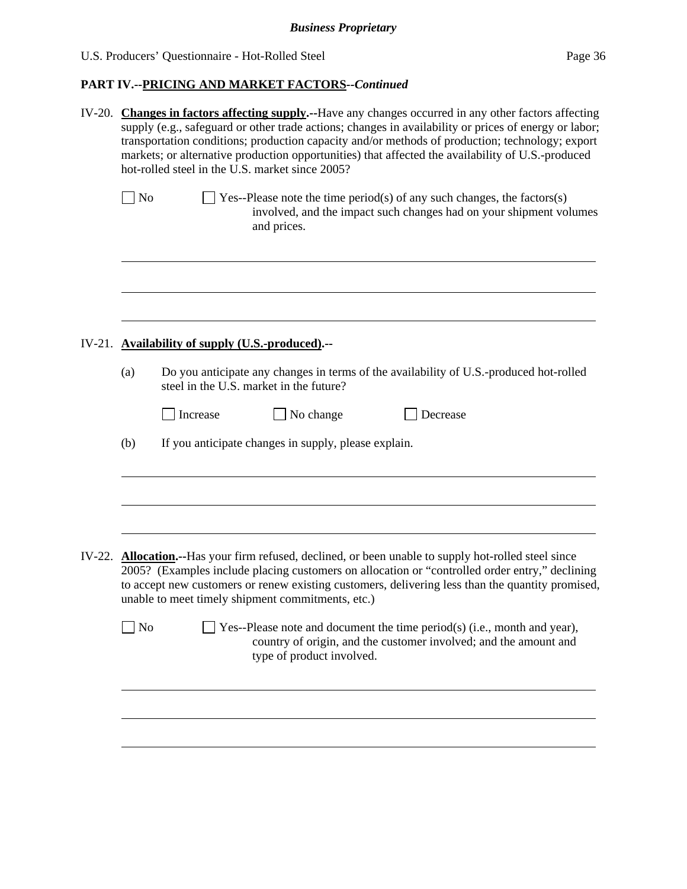**PART IV.--PRICING AND MARKET FACTORS--*Continued***

IV-20. **Changes in factors affecting supply.--**Have any changes occurred in any other factors affecting supply (e.g., safeguard or other trade actions; changes in availability or prices of energy or labor; transportation conditions; production capacity and/or methods of production; technology; export markets; or alternative production opportunities) that affected the availability of U.S.-produced hot-rolled steel in the U.S. market since 2005?

☐ No ☐ Yes--Please note the time period(s) of any such changes, the factors(s) involved, and the impact such changes had on your shipment volumes and prices.

IV-21. **Availability of supply (U.S.-produced).--**

(a) Do you anticipate any changes in terms of the availability of U.S.-produced hot-rolled steel in the U.S. market in the future?

☐ Increase ☐ No change ☐ Decrease

(b) If you anticipate changes in supply, please explain.

IV-22. **Allocation.--**Has your firm refused, declined, or been unable to supply hot-rolled steel since 2005? (Examples include placing customers on allocation or "controlled order entry," declining to accept new customers or renew existing customers, delivering less than the quantity promised, unable to meet timely shipment commitments, etc.)

☐ No ☐ Yes--Please note and document the time period(s) (i.e., month and year), country of origin, and the customer involved; and the amount and type of product involved.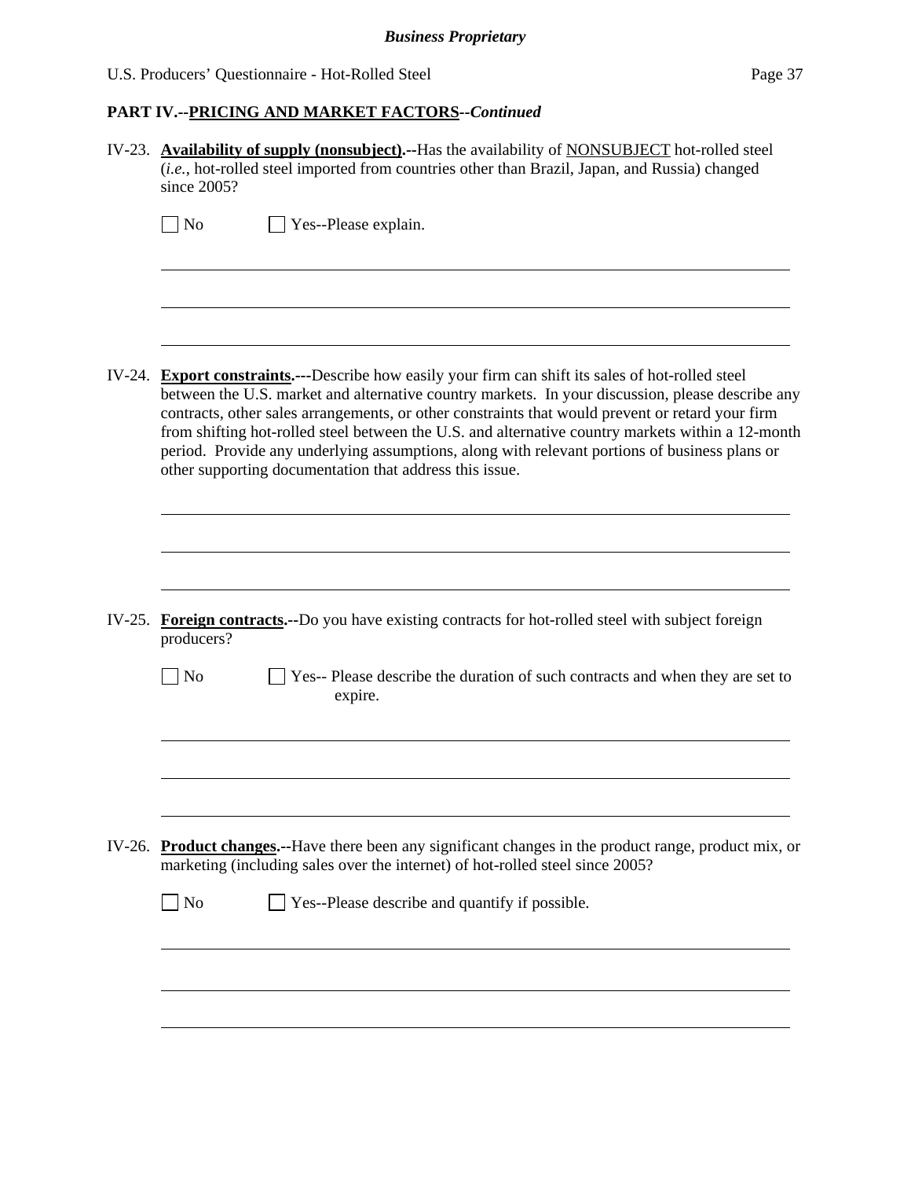## PART IV.--PRICING AND MARKET FACTORS--*Continued*

IV-23. **Availability of supply (nonsubject).**--Has the availability of NONSUBJECT hot-rolled steel (*i.e.*, hot-rolled steel imported from countries other than Brazil, Japan, and Russia) changed since 2005?

☐ No ☐ Yes--Please explain.

IV-24. **Export constraints.**---Describe how easily your firm can shift its sales of hot-rolled steel between the U.S. market and alternative country markets. In your discussion, please describe any contracts, other sales arrangements, or other constraints that would prevent or retard your firm from shifting hot-rolled steel between the U.S. and alternative country markets within a 12-month period. Provide any underlying assumptions, along with relevant portions of business plans or other supporting documentation that address this issue.

IV-25. **Foreign contracts.**--Do you have existing contracts for hot-rolled steel with subject foreign producers?

☐ No ☐ Yes-- Please describe the duration of such contracts and when they are set to expire.

IV-26. **Product changes.**--Have there been any significant changes in the product range, product mix, or marketing (including sales over the internet) of hot-rolled steel since 2005?

☐ No ☐ Yes--Please describe and quantify if possible.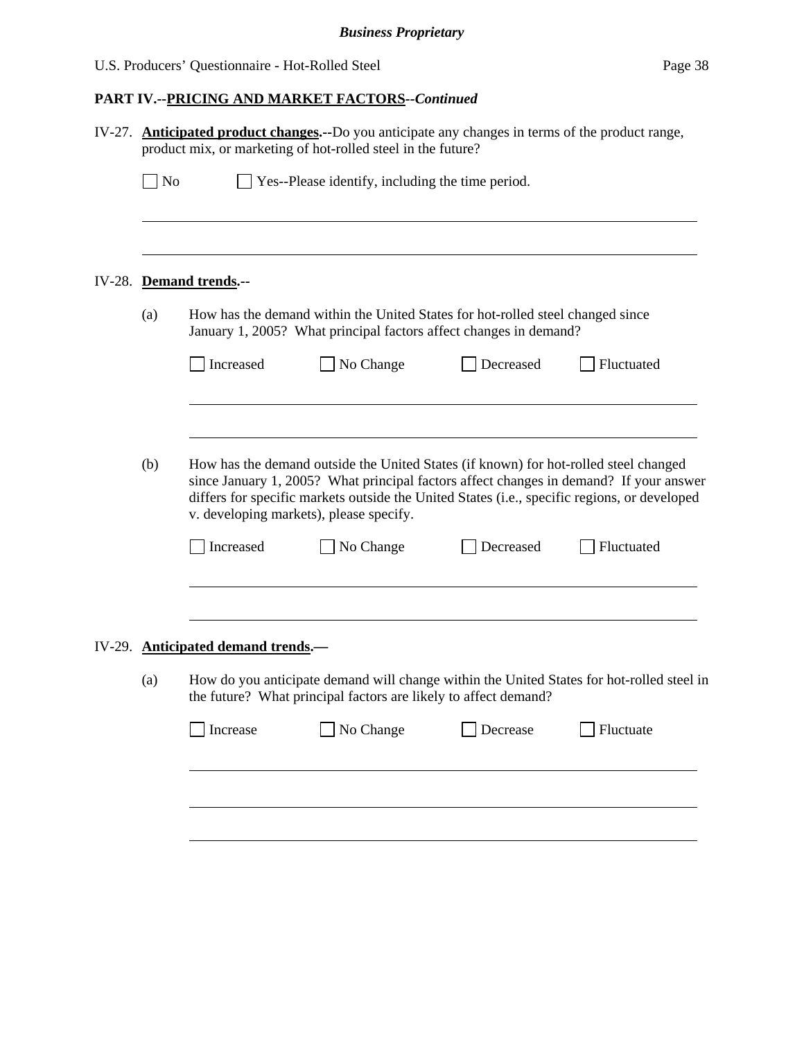## PART IV.--PRICING AND MARKET FACTORS--*Continued*

IV-27. **Anticipated product changes.**--Do you anticipate any changes in terms of the product range, product mix, or marketing of hot-rolled steel in the future?

☐ No ☐ Yes--Please identify, including the time period.

______________________________________________________________________

______________________________________________________________________

IV-28. **Demand trends.**--

(a) How has the demand within the United States for hot-rolled steel changed since January 1, 2005? What principal factors affect changes in demand?

☐ Increased ☐ No Change ☐ Decreased ☐ Fluctuated

______________________________________________________________________

______________________________________________________________________

(b) How has the demand outside the United States (if known) for hot-rolled steel changed since January 1, 2005? What principal factors affect changes in demand? If your answer differs for specific markets outside the United States (i.e., specific regions, or developed v. developing markets), please specify.

☐ Increased ☐ No Change ☐ Decreased ☐ Fluctuated

______________________________________________________________________

______________________________________________________________________

IV-29. **Anticipated demand trends.**—

(a) How do you anticipate demand will change within the United States for hot-rolled steel in the future? What principal factors are likely to affect demand?

☐ Increase ☐ No Change ☐ Decrease ☐ Fluctuate

______________________________________________________________________

______________________________________________________________________

______________________________________________________________________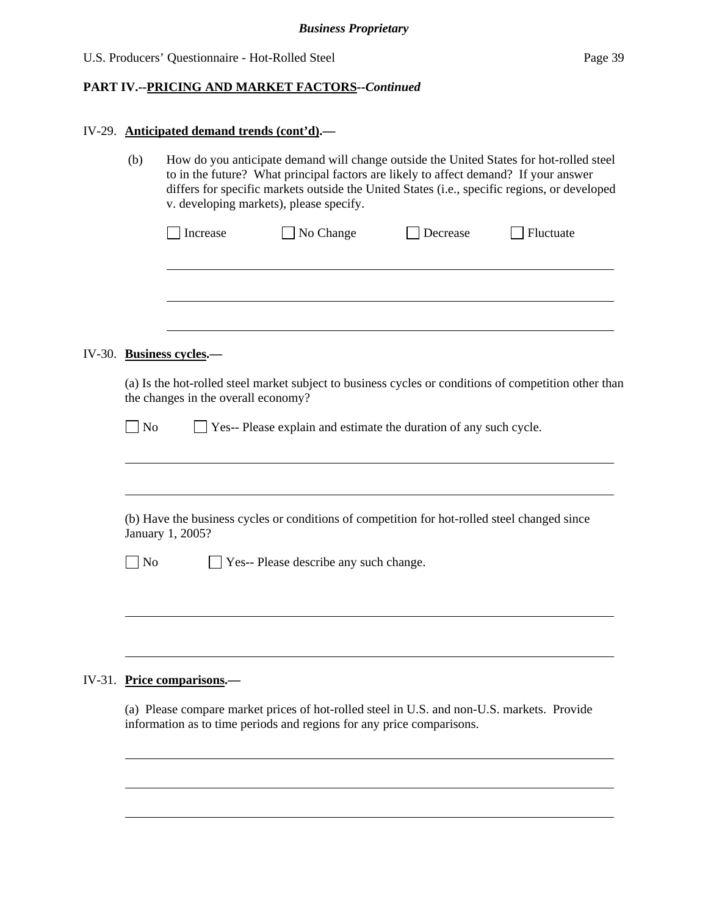**PART IV.--PRICING AND MARKET FACTORS--*Continued***

IV-29. **Anticipated demand trends (cont'd).—**

(b) How do you anticipate demand will change outside the United States for hot-rolled steel to in the future? What principal factors are likely to affect demand? If your answer differs for specific markets outside the United States (i.e., specific regions, or developed v. developing markets), please specify.

☐ Increase ☐ No Change ☐ Decrease ☐ Fluctuate

IV-30. **Business cycles.—**

(a) Is the hot-rolled steel market subject to business cycles or conditions of competition other than the changes in the overall economy?

☐ No ☐ Yes-- Please explain and estimate the duration of any such cycle.

(b) Have the business cycles or conditions of competition for hot-rolled steel changed since January 1, 2005?

☐ No ☐ Yes-- Please describe any such change.

IV-31. **Price comparisons.—**

(a) Please compare market prices of hot-rolled steel in U.S. and non-U.S. markets. Provide information as to time periods and regions for any price comparisons.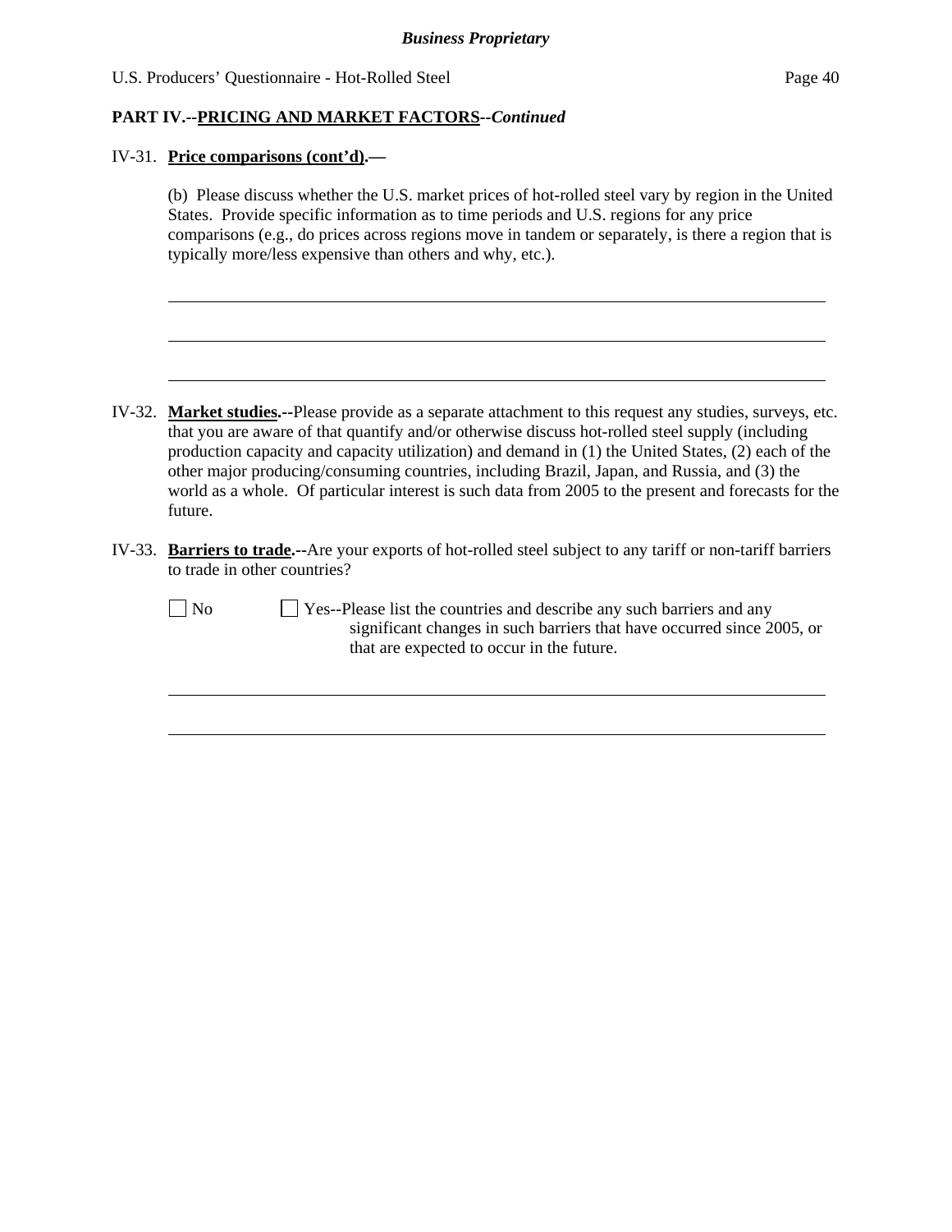**PART IV.--PRICING AND MARKET FACTORS--*Continued***

IV-31. **Price comparisons (cont'd).—**

(b) Please discuss whether the U.S. market prices of hot-rolled steel vary by region in the United States. Provide specific information as to time periods and U.S. regions for any price comparisons (e.g., do prices across regions move in tandem or separately, is there a region that is typically more/less expensive than others and why, etc.).

\_\_\_\_\_\_\_\_\_\_\_\_\_\_\_\_\_\_\_\_\_\_\_\_\_\_\_\_\_\_\_\_\_\_\_\_\_\_\_\_\_\_\_\_\_\_\_\_\_\_\_\_\_\_\_\_\_\_\_\_

\_\_\_\_\_\_\_\_\_\_\_\_\_\_\_\_\_\_\_\_\_\_\_\_\_\_\_\_\_\_\_\_\_\_\_\_\_\_\_\_\_\_\_\_\_\_\_\_\_\_\_\_\_\_\_\_\_\_\_\_

\_\_\_\_\_\_\_\_\_\_\_\_\_\_\_\_\_\_\_\_\_\_\_\_\_\_\_\_\_\_\_\_\_\_\_\_\_\_\_\_\_\_\_\_\_\_\_\_\_\_\_\_\_\_\_\_\_\_\_\_

IV-32. **Market studies.--**Please provide as a separate attachment to this request any studies, surveys, etc. that you are aware of that quantify and/or otherwise discuss hot-rolled steel supply (including production capacity and capacity utilization) and demand in (1) the United States, (2) each of the other major producing/consuming countries, including Brazil, Japan, and Russia, and (3) the world as a whole. Of particular interest is such data from 2005 to the present and forecasts for the future.

IV-33. **Barriers to trade.--**Are your exports of hot-rolled steel subject to any tariff or non-tariff barriers to trade in other countries?

☐ No ☐ Yes--Please list the countries and describe any such barriers and any significant changes in such barriers that have occurred since 2005, or that are expected to occur in the future.

\_\_\_\_\_\_\_\_\_\_\_\_\_\_\_\_\_\_\_\_\_\_\_\_\_\_\_\_\_\_\_\_\_\_\_\_\_\_\_\_\_\_\_\_\_\_\_\_\_\_\_\_\_\_\_\_\_\_\_\_

\_\_\_\_\_\_\_\_\_\_\_\_\_\_\_\_\_\_\_\_\_\_\_\_\_\_\_\_\_\_\_\_\_\_\_\_\_\_\_\_\_\_\_\_\_\_\_\_\_\_\_\_\_\_\_\_\_\_\_\_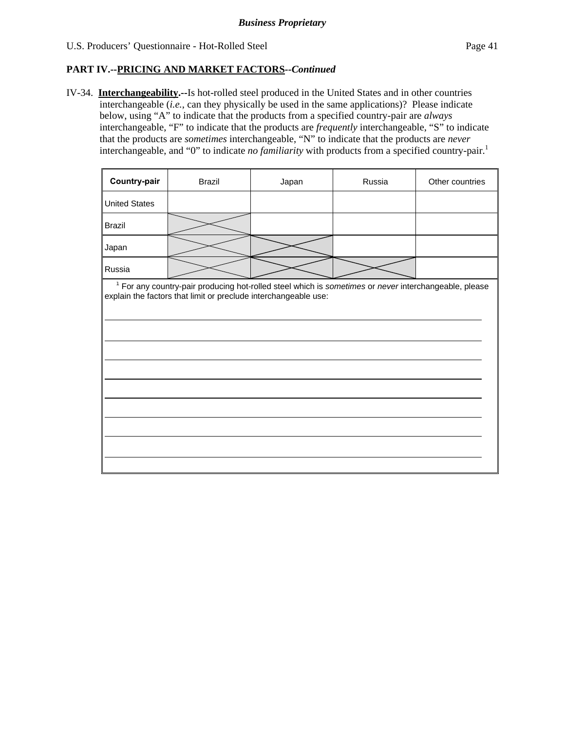**Business Proprietary**

## PART IV.--PRICING AND MARKET FACTORS--*Continued*

IV-34. **Interchangeability.--**Is hot-rolled steel produced in the United States and in other countries interchangeable (*i.e.*, can they physically be used in the same applications)? Please indicate below, using "A" to indicate that the products from a specified country-pair are *always* interchangeable, "F" to indicate that the products are *frequently* interchangeable, "S" to indicate that the products are *sometimes* interchangeable, "N" to indicate that the products are *never* interchangeable, and "0" to indicate *no familiarity* with products from a specified country-pair.[1]

| **Country-pair** | Brazil | Japan | Russia | Other countries |
|---|---|---|---|---|
| United States | | | | |
| Brazil | X | | | |
| Japan | X | X | | |
| Russia | X | X | X | |

[1] For any country-pair producing hot-rolled steel which is *sometimes* or *never* interchangeable, please explain the factors that limit or preclude interchangeable use:

______________________________________________________________________

______________________________________________________________________

______________________________________________________________________

______________________________________________________________________

______________________________________________________________________

______________________________________________________________________

______________________________________________________________________

______________________________________________________________________

______________________________________________________________________

______________________________________________________________________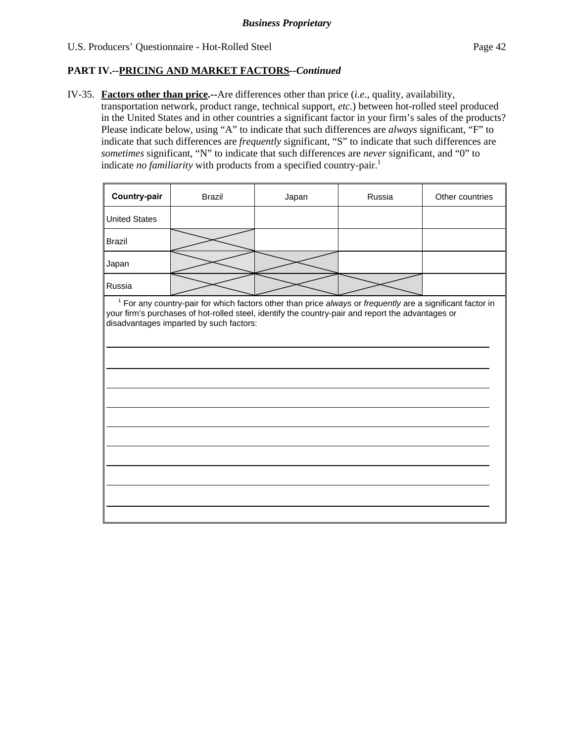*Business Proprietary*

U.S. Producers' Questionnaire - Hot-Rolled Steel

## PART IV.--PRICING AND MARKET FACTORS--*Continued*

IV-35. **Factors other than price.--**Are differences other than price (*i.e.*, quality, availability, transportation network, product range, technical support, *etc.*) between hot-rolled steel produced in the United States and in other countries a significant factor in your firm's sales of the products? Please indicate below, using "A" to indicate that such differences are *always* significant, "F" to indicate that such differences are *frequently* significant, "S" to indicate that such differences are *sometimes* significant, "N" to indicate that such differences are *never* significant, and "0" to indicate *no familiarity* with products from a specified country-pair.[1]

| **Country-pair** | Brazil | Japan | Russia | Other countries |
|---|---|---|---|---|
| United States | | | | |
| Brazil | X | | | |
| Japan | X | X | | |
| Russia | X | X | X | |

[1] For any country-pair for which factors other than price *always* or *frequently* are a significant factor in your firm's purchases of hot-rolled steel, identify the country-pair and report the advantages or disadvantages imparted by such factors:

______________________________________________________________________

______________________________________________________________________

______________________________________________________________________

______________________________________________________________________

______________________________________________________________________

______________________________________________________________________

______________________________________________________________________

______________________________________________________________________

______________________________________________________________________